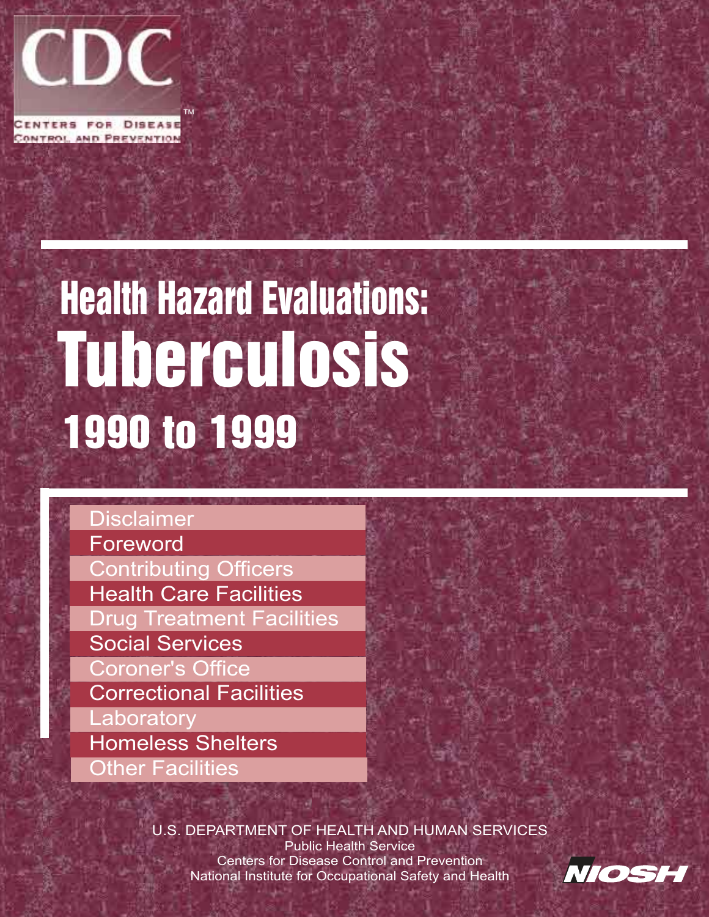CDC

CENTERS FOR DISEASE CONTROL AND PREVENTION™

# Health Hazard Evaluations: Tuberculosis 1990 to 1999

- Disclaimer
- Foreword
- Contributing Officers
- Health Care Facilities
- Drug Treatment Facilities
- Social Services
- Coroner's Office
- Correctional Facilities
- Laboratory
- Homeless Shelters
- Other Facilities

U.S. DEPARTMENT OF HEALTH AND HUMAN SERVICES
Public Health Service
Centers for Disease Control and Prevention
National Institute for Occupational Safety and Health

NIOSH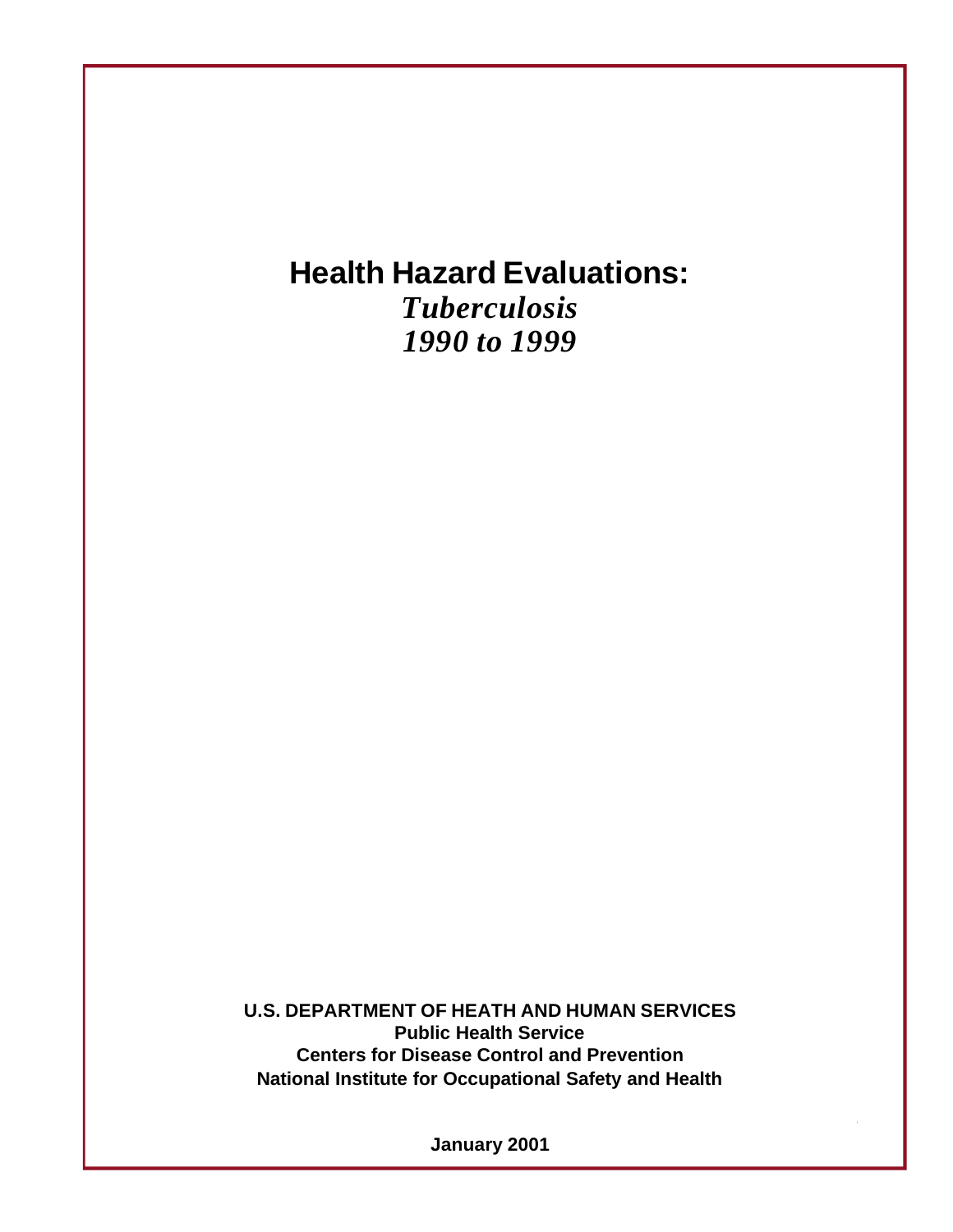# Health Hazard Evaluations:

*Tuberculosis*

*1990 to 1999*

**U.S. DEPARTMENT OF HEATH AND HUMAN SERVICES**

**Public Health Service**

**Centers for Disease Control and Prevention**

**National Institute for Occupational Safety and Health**

**January 2001**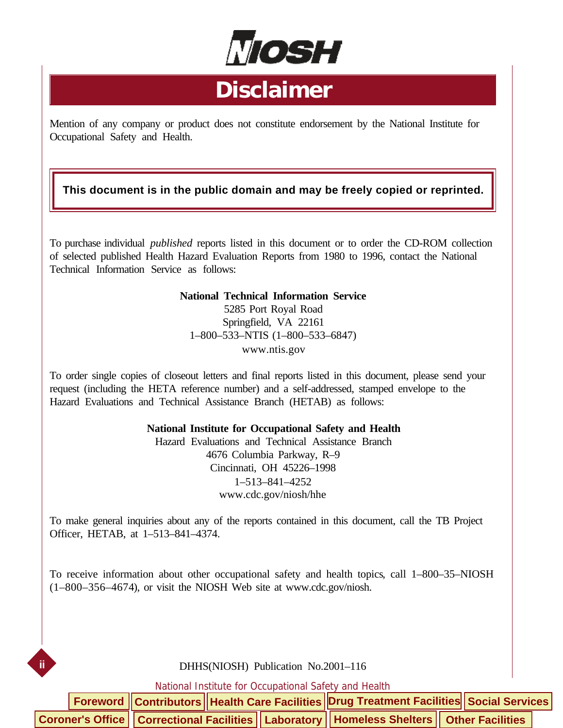# Disclaimer

Mention of any company or product does not constitute endorsement by the National Institute for Occupational Safety and Health.

**This document is in the public domain and may be freely copied or reprinted.**

To purchase individual *published* reports listed in this document or to order the CD-ROM collection of selected published Health Hazard Evaluation Reports from 1980 to 1996, contact the National Technical Information Service as follows:

**National Technical Information Service**
5285 Port Royal Road
Springfield, VA 22161
1–800–533–NTIS (1–800–533–6847)
www.ntis.gov

To order single copies of closeout letters and final reports listed in this document, please send your request (including the HETA reference number) and a self-addressed, stamped envelope to the Hazard Evaluations and Technical Assistance Branch (HETAB) as follows:

**National Institute for Occupational Safety and Health**
Hazard Evaluations and Technical Assistance Branch
4676 Columbia Parkway, R–9
Cincinnati, OH 45226–1998
1–513–841–4252
www.cdc.gov/niosh/hhe

To make general inquiries about any of the reports contained in this document, call the TB Project Officer, HETAB, at 1–513–841–4374.

To receive information about other occupational safety and health topics, call 1–800–35–NIOSH (1–800–356–4674), or visit the NIOSH Web site at www.cdc.gov/niosh.

DHHS(NIOSH) Publication No.2001–116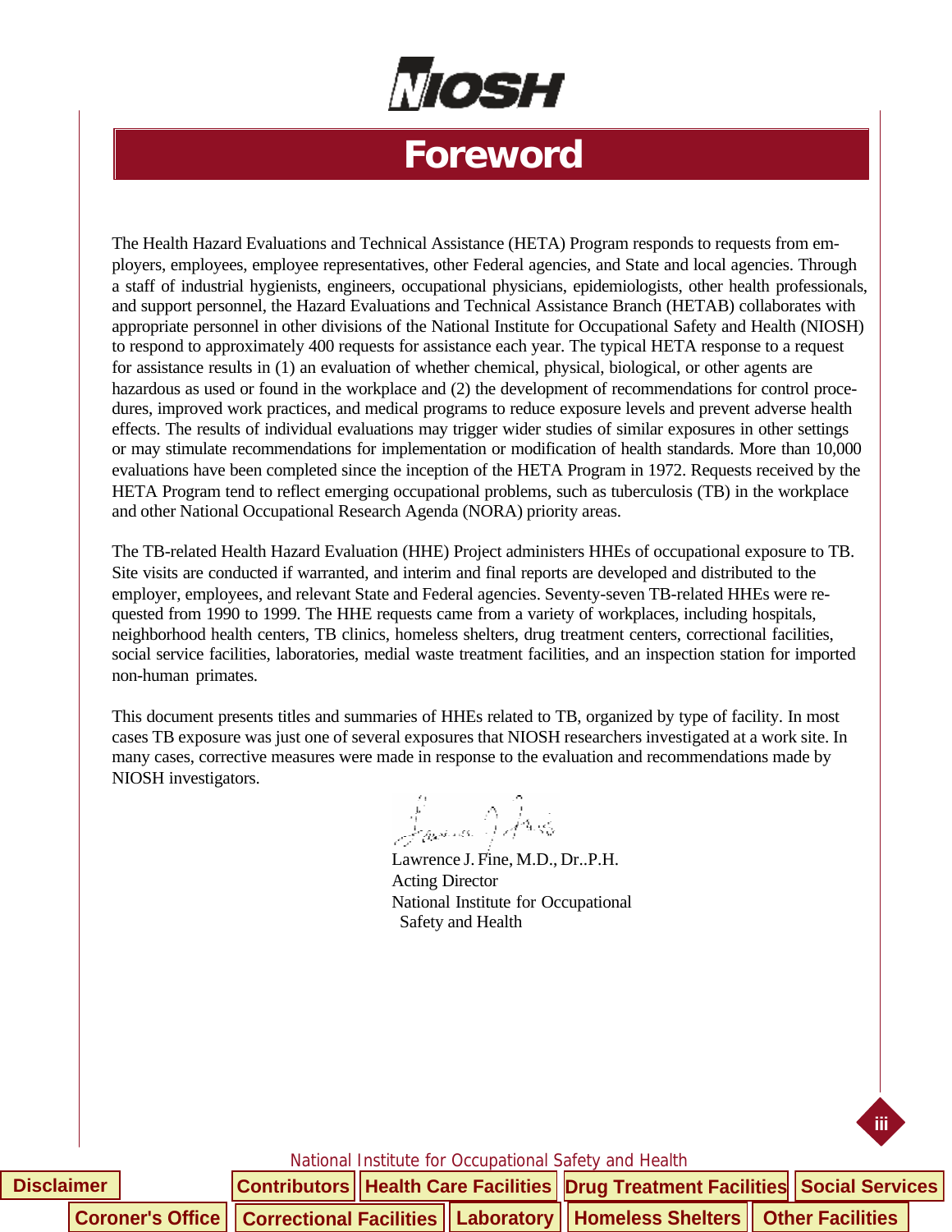# Foreword

The Health Hazard Evaluations and Technical Assistance (HETA) Program responds to requests from employers, employees, employee representatives, other Federal agencies, and State and local agencies. Through a staff of industrial hygienists, engineers, occupational physicians, epidemiologists, other health professionals, and support personnel, the Hazard Evaluations and Technical Assistance Branch (HETAB) collaborates with appropriate personnel in other divisions of the National Institute for Occupational Safety and Health (NIOSH) to respond to approximately 400 requests for assistance each year. The typical HETA response to a request for assistance results in (1) an evaluation of whether chemical, physical, biological, or other agents are hazardous as used or found in the workplace and (2) the development of recommendations for control procedures, improved work practices, and medical programs to reduce exposure levels and prevent adverse health effects. The results of individual evaluations may trigger wider studies of similar exposures in other settings or may stimulate recommendations for implementation or modification of health standards. More than 10,000 evaluations have been completed since the inception of the HETA Program in 1972. Requests received by the HETA Program tend to reflect emerging occupational problems, such as tuberculosis (TB) in the workplace and other National Occupational Research Agenda (NORA) priority areas.

The TB-related Health Hazard Evaluation (HHE) Project administers HHEs of occupational exposure to TB. Site visits are conducted if warranted, and interim and final reports are developed and distributed to the employer, employees, and relevant State and Federal agencies. Seventy-seven TB-related HHEs were requested from 1990 to 1999. The HHE requests came from a variety of workplaces, including hospitals, neighborhood health centers, TB clinics, homeless shelters, drug treatment centers, correctional facilities, social service facilities, laboratories, medial waste treatment facilities, and an inspection station for imported non-human primates.

This document presents titles and summaries of HHEs related to TB, organized by type of facility. In most cases TB exposure was just one of several exposures that NIOSH researchers investigated at a work site. In many cases, corrective measures were made in response to the evaluation and recommendations made by NIOSH investigators.

Lawrence J. Fine, M.D., Dr..P.H.
Acting Director
National Institute for Occupational Safety and Health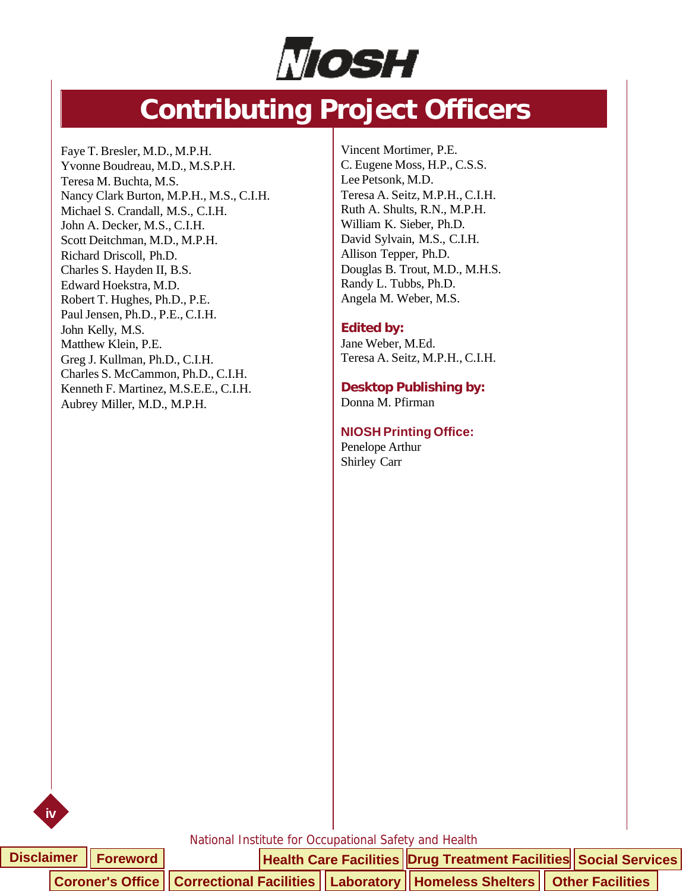# Contributing Project Officers

Faye T. Bresler, M.D., M.P.H.
Yvonne Boudreau, M.D., M.S.P.H.
Teresa M. Buchta, M.S.
Nancy Clark Burton, M.P.H., M.S., C.I.H.
Michael S. Crandall, M.S., C.I.H.
John A. Decker, M.S., C.I.H.
Scott Deitchman, M.D., M.P.H.
Richard Driscoll, Ph.D.
Charles S. Hayden II, B.S.
Edward Hoekstra, M.D.
Robert T. Hughes, Ph.D., P.E.
Paul Jensen, Ph.D., P.E., C.I.H.
John Kelly, M.S.
Matthew Klein, P.E.
Greg J. Kullman, Ph.D., C.I.H.
Charles S. McCammon, Ph.D., C.I.H.
Kenneth F. Martinez, M.S.E.E., C.I.H.
Aubrey Miller, M.D., M.P.H.
Vincent Mortimer, P.E.
C. Eugene Moss, H.P., C.S.S.
Lee Petsonk, M.D.
Teresa A. Seitz, M.P.H., C.I.H.
Ruth A. Shults, R.N., M.P.H.
William K. Sieber, Ph.D.
David Sylvain, M.S., C.I.H.
Allison Tepper, Ph.D.
Douglas B. Trout, M.D., M.H.S.
Randy L. Tubbs, Ph.D.
Angela M. Weber, M.S.

**Edited by:**
Jane Weber, M.Ed.
Teresa A. Seitz, M.P.H., C.I.H.

**Desktop Publishing by:**
Donna M. Pfirman

**NIOSH Printing Office:**
Penelope Arthur
Shirley Carr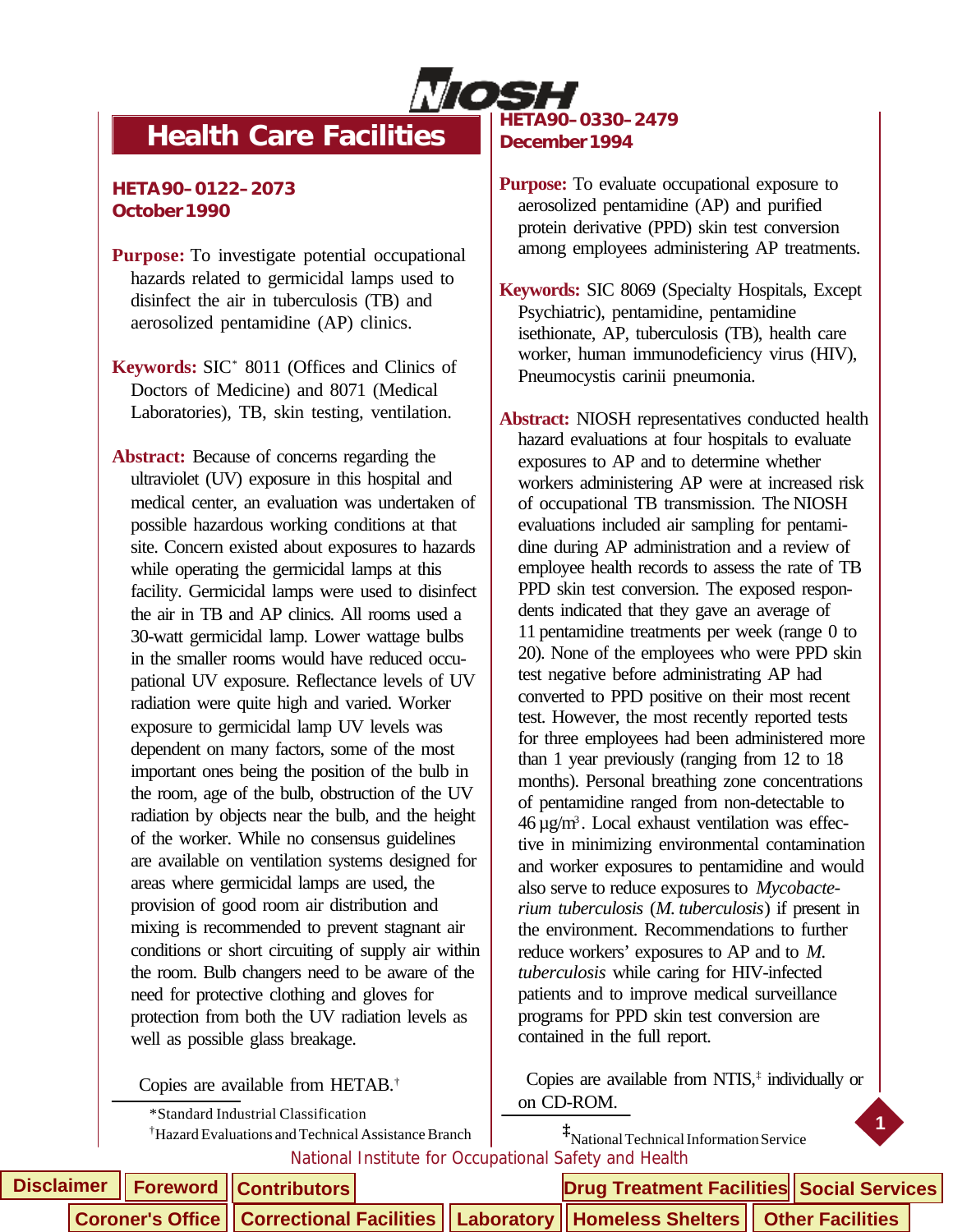# Health Care Facilities

**HETA90–0122–2073**
**October 1990**

**Purpose:** To investigate potential occupational hazards related to germicidal lamps used to disinfect the air in tuberculosis (TB) and aerosolized pentamidine (AP) clinics.

**Keywords:** SIC* 8011 (Offices and Clinics of Doctors of Medicine) and 8071 (Medical Laboratories), TB, skin testing, ventilation.

**Abstract:** Because of concerns regarding the ultraviolet (UV) exposure in this hospital and medical center, an evaluation was undertaken of possible hazardous working conditions at that site. Concern existed about exposures to hazards while operating the germicidal lamps at this facility. Germicidal lamps were used to disinfect the air in TB and AP clinics. All rooms used a 30-watt germicidal lamp. Lower wattage bulbs in the smaller rooms would have reduced occupational UV exposure. Reflectance levels of UV radiation were quite high and varied. Worker exposure to germicidal lamp UV levels was dependent on many factors, some of the most important ones being the position of the bulb in the room, age of the bulb, obstruction of the UV radiation by objects near the bulb, and the height of the worker. While no consensus guidelines are available on ventilation systems designed for areas where germicidal lamps are used, the provision of good room air distribution and mixing is recommended to prevent stagnant air conditions or short circuiting of supply air within the room. Bulb changers need to be aware of the need for protective clothing and gloves for protection from both the UV radiation levels as well as possible glass breakage.

Copies are available from HETAB.†

*Standard Industrial Classification

†Hazard Evaluations and Technical Assistance Branch

**HETA90–0330–2479**
**December 1994**

**Purpose:** To evaluate occupational exposure to aerosolized pentamidine (AP) and purified protein derivative (PPD) skin test conversion among employees administering AP treatments.

**Keywords:** SIC 8069 (Specialty Hospitals, Except Psychiatric), pentamidine, pentamidine isethionate, AP, tuberculosis (TB), health care worker, human immunodeficiency virus (HIV), Pneumocystis carinii pneumonia.

**Abstract:** NIOSH representatives conducted health hazard evaluations at four hospitals to evaluate exposures to AP and to determine whether workers administering AP were at increased risk of occupational TB transmission. The NIOSH evaluations included air sampling for pentamidine during AP administration and a review of employee health records to assess the rate of TB PPD skin test conversion. The exposed respondents indicated that they gave an average of 11 pentamidine treatments per week (range 0 to 20). None of the employees who were PPD skin test negative before administrating AP had converted to PPD positive on their most recent test. However, the most recently reported tests for three employees had been administered more than 1 year previously (ranging from 12 to 18 months). Personal breathing zone concentrations of pentamidine ranged from non-detectable to 46 $\mu g/m^3$. Local exhaust ventilation was effective in minimizing environmental contamination and worker exposures to pentamidine and would also serve to reduce exposures to *Mycobacterium tuberculosis* (*M. tuberculosis*) if present in the environment. Recommendations to further reduce workers' exposures to AP and to *M. tuberculosis* while caring for HIV-infected patients and to improve medical surveillance programs for PPD skin test conversion are contained in the full report.

Copies are available from NTIS,‡ individually or on CD-ROM.

‡National Technical Information Service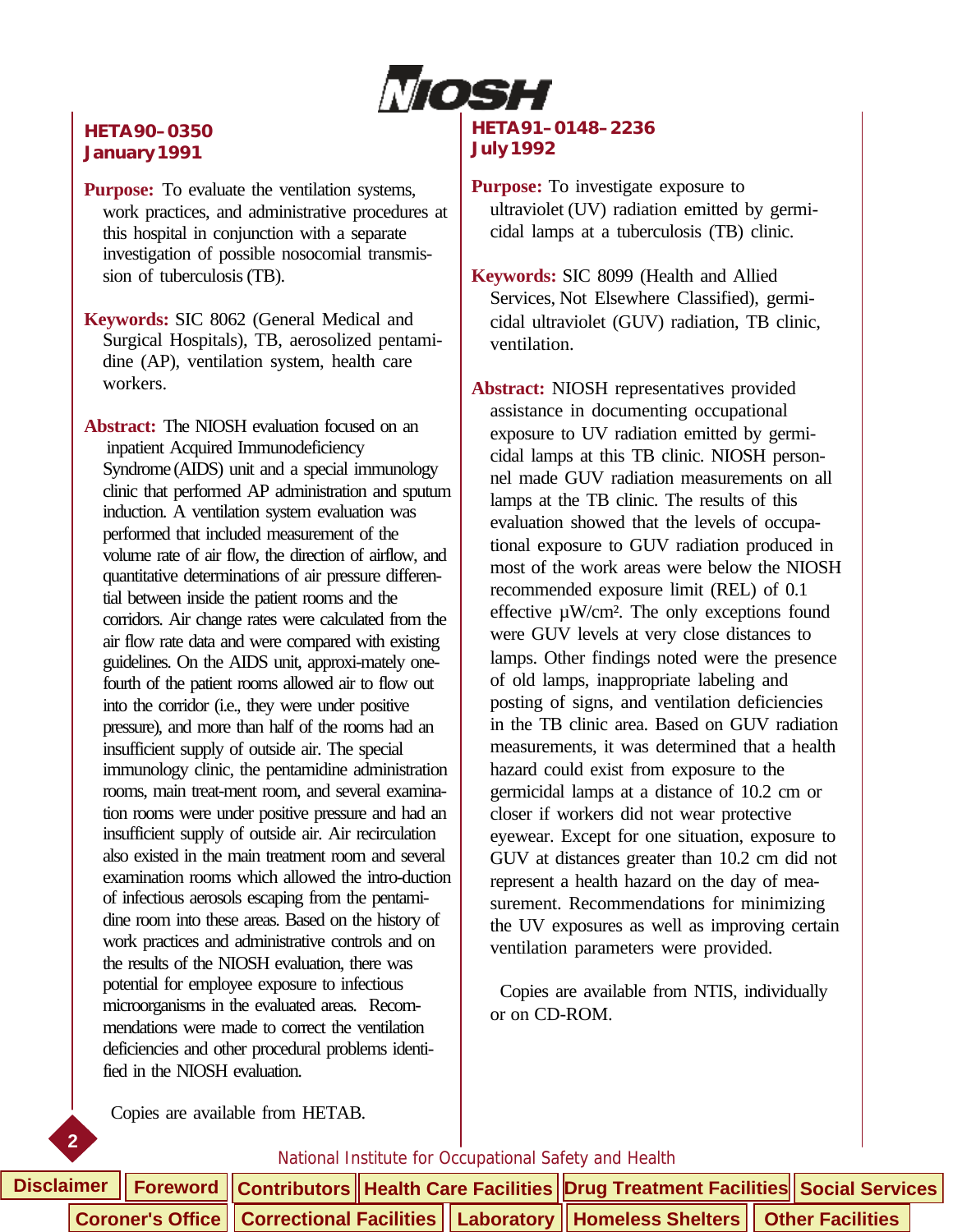## HETA 90–0350
**January 1991**

**Purpose:** To evaluate the ventilation systems, work practices, and administrative procedures at this hospital in conjunction with a separate investigation of possible nosocomial transmission of tuberculosis (TB).

**Keywords:** SIC 8062 (General Medical and Surgical Hospitals), TB, aerosolized pentamidine (AP), ventilation system, health care workers.

**Abstract:** The NIOSH evaluation focused on an inpatient Acquired Immunodeficiency Syndrome (AIDS) unit and a special immunology clinic that performed AP administration and sputum induction. A ventilation system evaluation was performed that included measurement of the volume rate of air flow, the direction of airflow, and quantitative determinations of air pressure differential between inside the patient rooms and the corridors. Air change rates were calculated from the air flow rate data and were compared with existing guidelines. On the AIDS unit, approxi-mately one-fourth of the patient rooms allowed air to flow out into the corridor (i.e., they were under positive pressure), and more than half of the rooms had an insufficient supply of outside air. The special immunology clinic, the pentamidine administration rooms, main treat-ment room, and several examination rooms were under positive pressure and had an insufficient supply of outside air. Air recirculation also existed in the main treatment room and several examination rooms which allowed the intro-duction of infectious aerosols escaping from the pentamidine room into these areas. Based on the history of work practices and administrative controls and on the results of the NIOSH evaluation, there was potential for employee exposure to infectious microorganisms in the evaluated areas. Recommendations were made to correct the ventilation deficiencies and other procedural problems identified in the NIOSH evaluation.

Copies are available from HETAB.

## HETA 91–0148–2236
**July 1992**

**Purpose:** To investigate exposure to ultraviolet (UV) radiation emitted by germicidal lamps at a tuberculosis (TB) clinic.

**Keywords:** SIC 8099 (Health and Allied Services, Not Elsewhere Classified), germicidal ultraviolet (GUV) radiation, TB clinic, ventilation.

**Abstract:** NIOSH representatives provided assistance in documenting occupational exposure to UV radiation emitted by germicidal lamps at this TB clinic. NIOSH personnel made GUV radiation measurements on all lamps at the TB clinic. The results of this evaluation showed that the levels of occupational exposure to GUV radiation produced in most of the work areas were below the NIOSH recommended exposure limit (REL) of 0.1 effective µW/cm². The only exceptions found were GUV levels at very close distances to lamps. Other findings noted were the presence of old lamps, inappropriate labeling and posting of signs, and ventilation deficiencies in the TB clinic area. Based on GUV radiation measurements, it was determined that a health hazard could exist from exposure to the germicidal lamps at a distance of 10.2 cm or closer if workers did not wear protective eyewear. Except for one situation, exposure to GUV at distances greater than 10.2 cm did not represent a health hazard on the day of measurement. Recommendations for minimizing the UV exposures as well as improving certain ventilation parameters were provided.

Copies are available from NTIS, individually or on CD-ROM.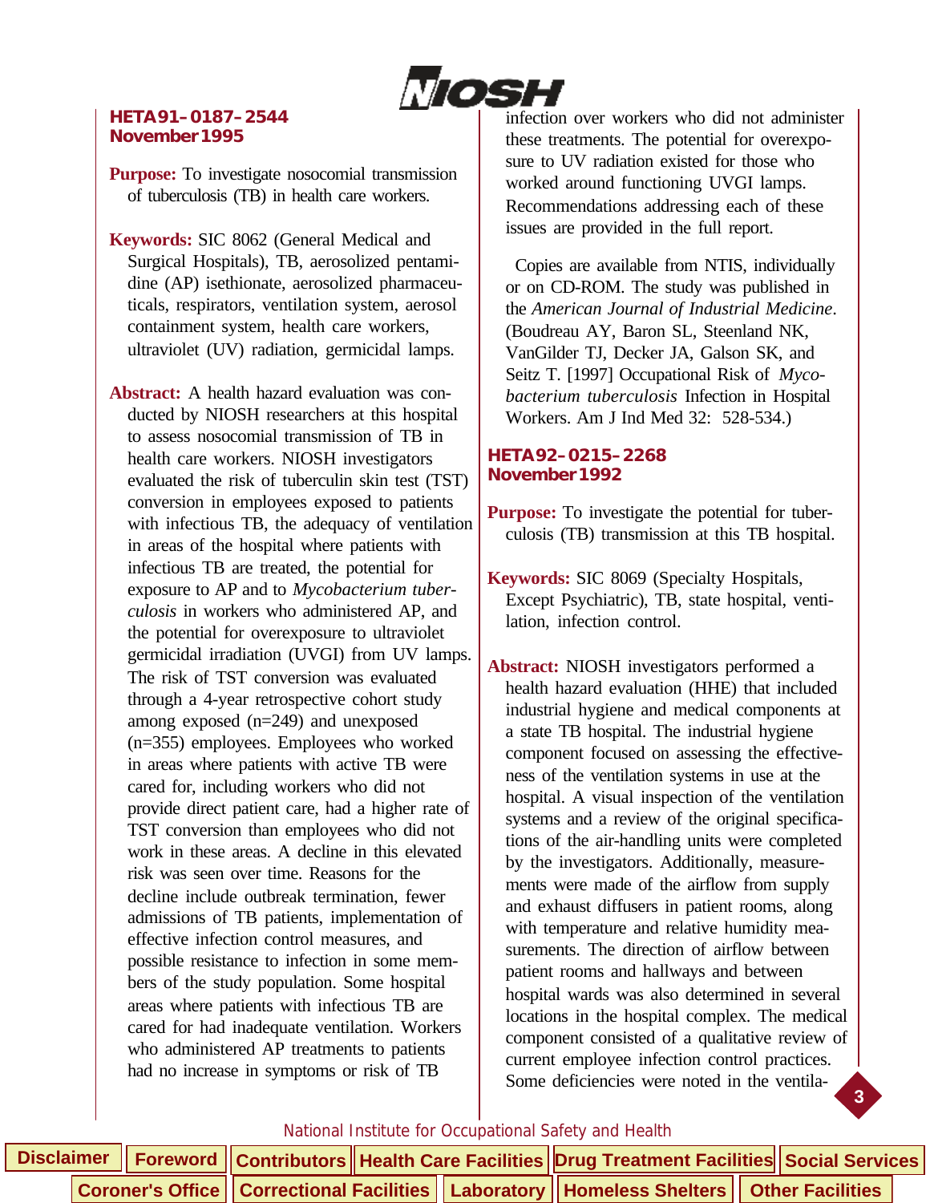### HETA 91–0187–2544
### November 1995

**Purpose:** To investigate nosocomial transmission of tuberculosis (TB) in health care workers.

**Keywords:** SIC 8062 (General Medical and Surgical Hospitals), TB, aerosolized pentamidine (AP) isethionate, aerosolized pharmaceuticals, respirators, ventilation system, aerosol containment system, health care workers, ultraviolet (UV) radiation, germicidal lamps.

**Abstract:** A health hazard evaluation was conducted by NIOSH researchers at this hospital to assess nosocomial transmission of TB in health care workers. NIOSH investigators evaluated the risk of tuberculin skin test (TST) conversion in employees exposed to patients with infectious TB, the adequacy of ventilation in areas of the hospital where patients with infectious TB are treated, the potential for exposure to AP and to *Mycobacterium tuberculosis* in workers who administered AP, and the potential for overexposure to ultraviolet germicidal irradiation (UVGI) from UV lamps. The risk of TST conversion was evaluated through a 4-year retrospective cohort study among exposed (n=249) and unexposed (n=355) employees. Employees who worked in areas where patients with active TB were cared for, including workers who did not provide direct patient care, had a higher rate of TST conversion than employees who did not work in these areas. A decline in this elevated risk was seen over time. Reasons for the decline include outbreak termination, fewer admissions of TB patients, implementation of effective infection control measures, and possible resistance to infection in some members of the study population. Some hospital areas where patients with infectious TB are cared for had inadequate ventilation. Workers who administered AP treatments to patients had no increase in symptoms or risk of TB infection over workers who did not administer these treatments. The potential for overexposure to UV radiation existed for those who worked around functioning UVGI lamps. Recommendations addressing each of these issues are provided in the full report.

Copies are available from NTIS, individually or on CD-ROM. The study was published in the *American Journal of Industrial Medicine*. (Boudreau AY, Baron SL, Steenland NK, VanGilder TJ, Decker JA, Galson SK, and Seitz T. [1997] Occupational Risk of *Mycobacterium tuberculosis* Infection in Hospital Workers. Am J Ind Med 32: 528-534.)

### HETA 92–0215–2268
### November 1992

**Purpose:** To investigate the potential for tuberculosis (TB) transmission at this TB hospital.

**Keywords:** SIC 8069 (Specialty Hospitals, Except Psychiatric), TB, state hospital, ventilation, infection control.

**Abstract:** NIOSH investigators performed a health hazard evaluation (HHE) that included industrial hygiene and medical components at a state TB hospital. The industrial hygiene component focused on assessing the effectiveness of the ventilation systems in use at the hospital. A visual inspection of the ventilation systems and a review of the original specifications of the air-handling units were completed by the investigators. Additionally, measurements were made of the airflow from supply and exhaust diffusers in patient rooms, along with temperature and relative humidity measurements. The direction of airflow between patient rooms and hallways and between hospital wards was also determined in several locations in the hospital complex. The medical component consisted of a qualitative review of current employee infection control practices. Some deficiencies were noted in the ventila-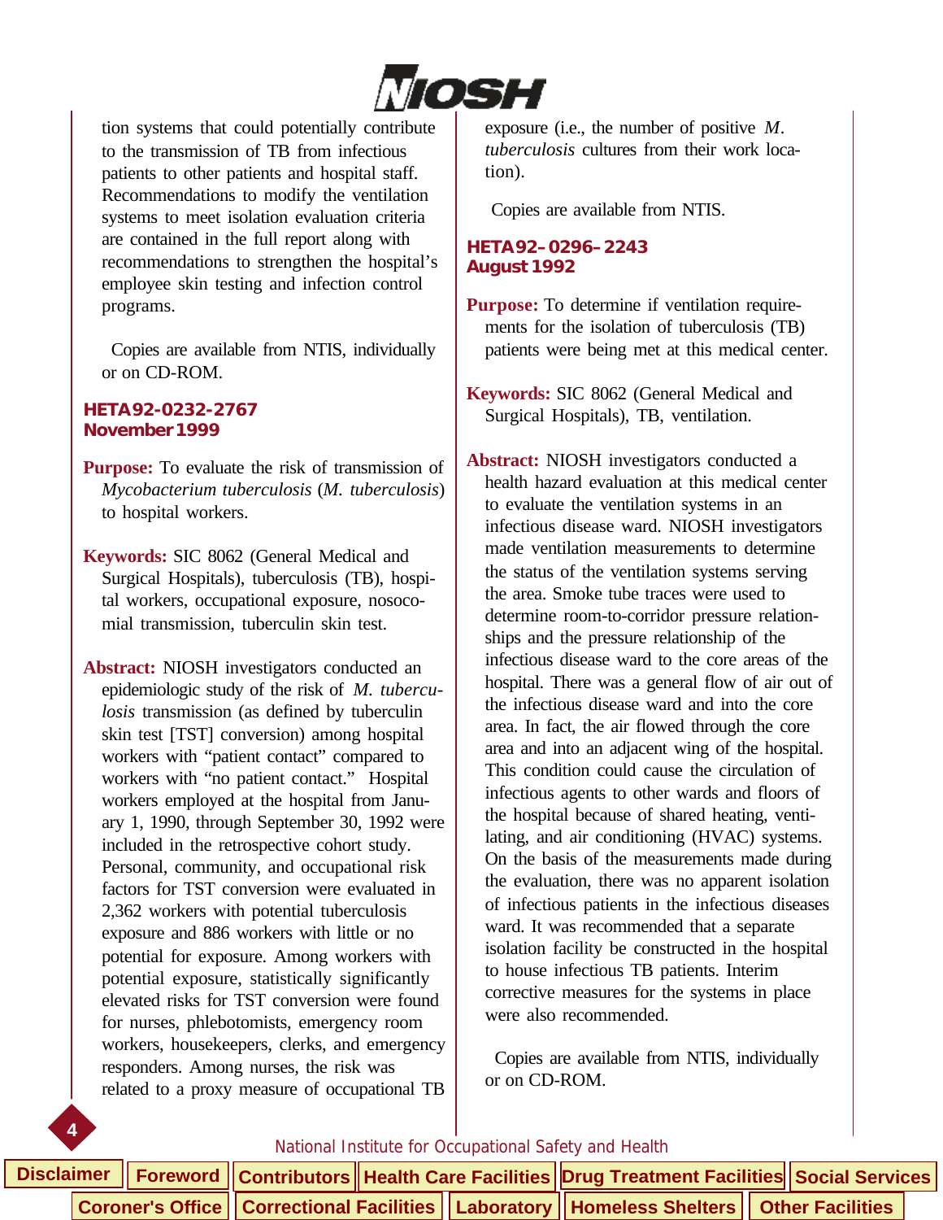tion systems that could potentially contribute to the transmission of TB from infectious patients to other patients and hospital staff. Recommendations to modify the ventilation systems to meet isolation evaluation criteria are contained in the full report along with recommendations to strengthen the hospital's employee skin testing and infection control programs.

Copies are available from NTIS, individually or on CD-ROM.

### HETA 92-0232-2767
### November 1999

**Purpose:** To evaluate the risk of transmission of *Mycobacterium tuberculosis* (*M. tuberculosis*) to hospital workers.

**Keywords:** SIC 8062 (General Medical and Surgical Hospitals), tuberculosis (TB), hospital workers, occupational exposure, nosocomial transmission, tuberculin skin test.

**Abstract:** NIOSH investigators conducted an epidemiologic study of the risk of *M. tuberculosis* transmission (as defined by tuberculin skin test [TST] conversion) among hospital workers with "patient contact" compared to workers with "no patient contact." Hospital workers employed at the hospital from January 1, 1990, through September 30, 1992 were included in the retrospective cohort study. Personal, community, and occupational risk factors for TST conversion were evaluated in 2,362 workers with potential tuberculosis exposure and 886 workers with little or no potential for exposure. Among workers with potential exposure, statistically significantly elevated risks for TST conversion were found for nurses, phlebotomists, emergency room workers, housekeepers, clerks, and emergency responders. Among nurses, the risk was related to a proxy measure of occupational TB exposure (i.e., the number of positive *M. tuberculosis* cultures from their work location).

Copies are available from NTIS.

### HETA 92–0296–2243
### August 1992

**Purpose:** To determine if ventilation requirements for the isolation of tuberculosis (TB) patients were being met at this medical center.

**Keywords:** SIC 8062 (General Medical and Surgical Hospitals), TB, ventilation.

**Abstract:** NIOSH investigators conducted a health hazard evaluation at this medical center to evaluate the ventilation systems in an infectious disease ward. NIOSH investigators made ventilation measurements to determine the status of the ventilation systems serving the area. Smoke tube traces were used to determine room-to-corridor pressure relationships and the pressure relationship of the infectious disease ward to the core areas of the hospital. There was a general flow of air out of the infectious disease ward and into the core area. In fact, the air flowed through the core area and into an adjacent wing of the hospital. This condition could cause the circulation of infectious agents to other wards and floors of the hospital because of shared heating, ventilating, and air conditioning (HVAC) systems. On the basis of the measurements made during the evaluation, there was no apparent isolation of infectious patients in the infectious diseases ward. It was recommended that a separate isolation facility be constructed in the hospital to house infectious TB patients. Interim corrective measures for the systems in place were also recommended.

Copies are available from NTIS, individually or on CD-ROM.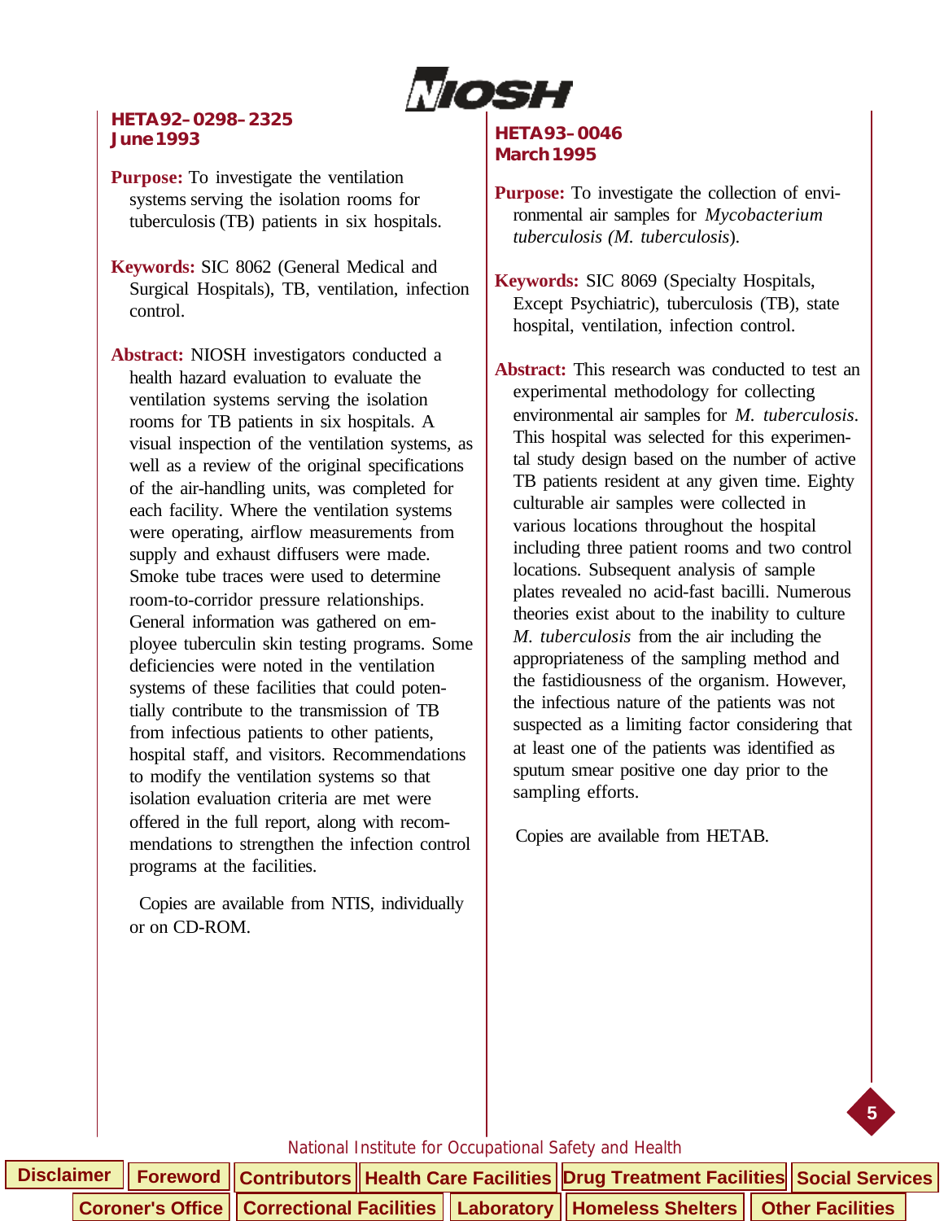## HETA 92–0298–2325
**June 1993**

**Purpose:** To investigate the ventilation systems serving the isolation rooms for tuberculosis (TB) patients in six hospitals.

**Keywords:** SIC 8062 (General Medical and Surgical Hospitals), TB, ventilation, infection control.

**Abstract:** NIOSH investigators conducted a health hazard evaluation to evaluate the ventilation systems serving the isolation rooms for TB patients in six hospitals. A visual inspection of the ventilation systems, as well as a review of the original specifications of the air-handling units, was completed for each facility. Where the ventilation systems were operating, airflow measurements from supply and exhaust diffusers were made. Smoke tube traces were used to determine room-to-corridor pressure relationships. General information was gathered on employee tuberculin skin testing programs. Some deficiencies were noted in the ventilation systems of these facilities that could potentially contribute to the transmission of TB from infectious patients to other patients, hospital staff, and visitors. Recommendations to modify the ventilation systems so that isolation evaluation criteria are met were offered in the full report, along with recommendations to strengthen the infection control programs at the facilities.

Copies are available from NTIS, individually or on CD-ROM.

## HETA 93–0046
**March 1995**

**Purpose:** To investigate the collection of environmental air samples for *Mycobacterium tuberculosis (M. tuberculosis*).

**Keywords:** SIC 8069 (Specialty Hospitals, Except Psychiatric), tuberculosis (TB), state hospital, ventilation, infection control.

**Abstract:** This research was conducted to test an experimental methodology for collecting environmental air samples for *M. tuberculosis*. This hospital was selected for this experimental study design based on the number of active TB patients resident at any given time. Eighty culturable air samples were collected in various locations throughout the hospital including three patient rooms and two control locations. Subsequent analysis of sample plates revealed no acid-fast bacilli. Numerous theories exist about to the inability to culture *M. tuberculosis* from the air including the appropriateness of the sampling method and the fastidiousness of the organism. However, the infectious nature of the patients was not suspected as a limiting factor considering that at least one of the patients was identified as sputum smear positive one day prior to the sampling efforts.

Copies are available from HETAB.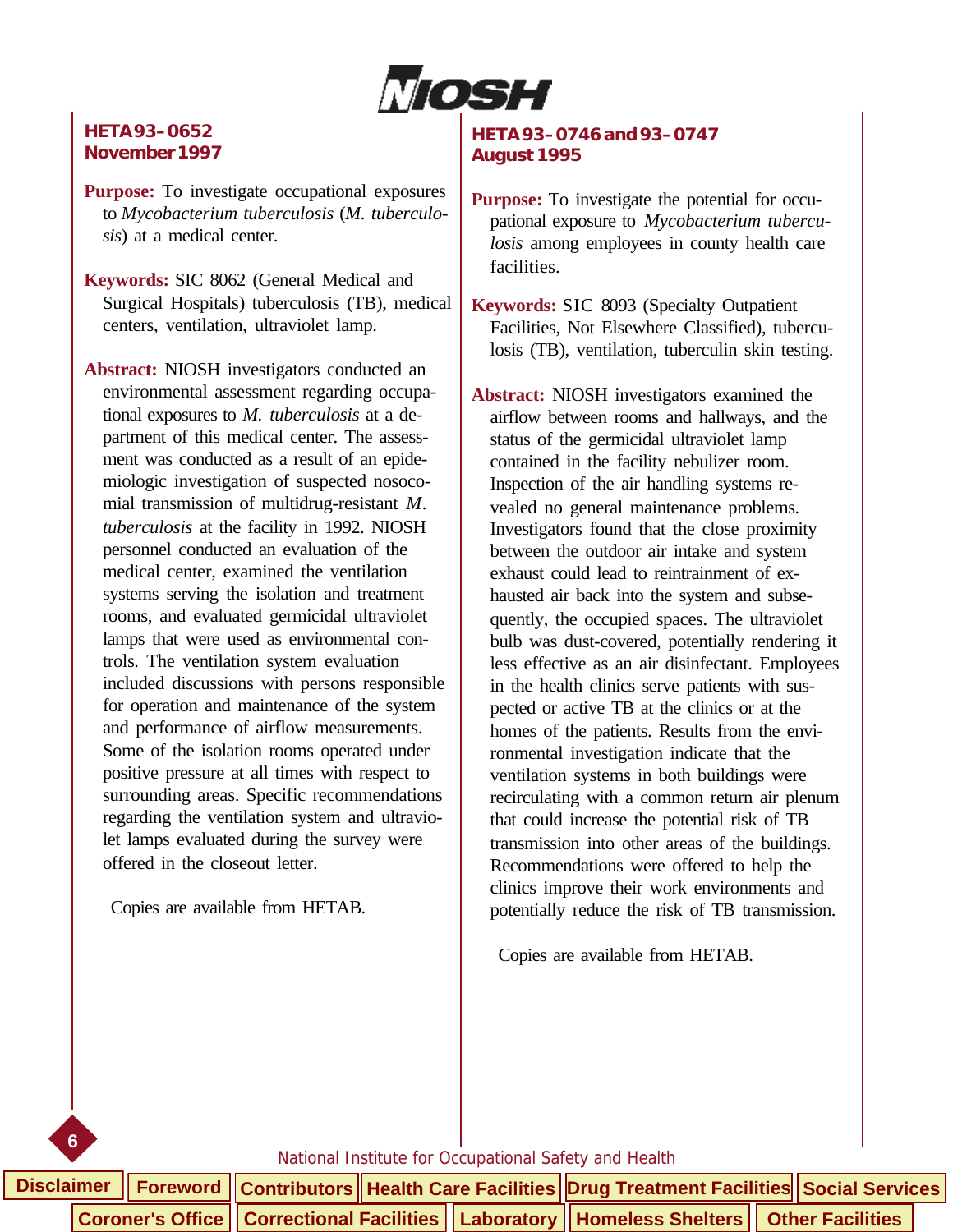## HETA 93–0652
## November 1997

**Purpose:** To investigate occupational exposures to *Mycobacterium tuberculosis* (*M. tuberculosis*) at a medical center.

**Keywords:** SIC 8062 (General Medical and Surgical Hospitals) tuberculosis (TB), medical centers, ventilation, ultraviolet lamp.

**Abstract:** NIOSH investigators conducted an environmental assessment regarding occupational exposures to *M. tuberculosis* at a department of this medical center. The assessment was conducted as a result of an epidemiologic investigation of suspected nosocomial transmission of multidrug-resistant *M. tuberculosis* at the facility in 1992. NIOSH personnel conducted an evaluation of the medical center, examined the ventilation systems serving the isolation and treatment rooms, and evaluated germicidal ultraviolet lamps that were used as environmental controls. The ventilation system evaluation included discussions with persons responsible for operation and maintenance of the system and performance of airflow measurements. Some of the isolation rooms operated under positive pressure at all times with respect to surrounding areas. Specific recommendations regarding the ventilation system and ultraviolet lamps evaluated during the survey were offered in the closeout letter.

Copies are available from HETAB.

## HETA 93–0746 and 93–0747
## August 1995

**Purpose:** To investigate the potential for occupational exposure to *Mycobacterium tuberculosis* among employees in county health care facilities.

**Keywords:** SIC 8093 (Specialty Outpatient Facilities, Not Elsewhere Classified), tuberculosis (TB), ventilation, tuberculin skin testing.

**Abstract:** NIOSH investigators examined the airflow between rooms and hallways, and the status of the germicidal ultraviolet lamp contained in the facility nebulizer room. Inspection of the air handling systems revealed no general maintenance problems. Investigators found that the close proximity between the outdoor air intake and system exhaust could lead to reintrainment of exhausted air back into the system and subsequently, the occupied spaces. The ultraviolet bulb was dust-covered, potentially rendering it less effective as an air disinfectant. Employees in the health clinics serve patients with suspected or active TB at the clinics or at the homes of the patients. Results from the environmental investigation indicate that the ventilation systems in both buildings were recirculating with a common return air plenum that could increase the potential risk of TB transmission into other areas of the buildings. Recommendations were offered to help the clinics improve their work environments and potentially reduce the risk of TB transmission.

Copies are available from HETAB.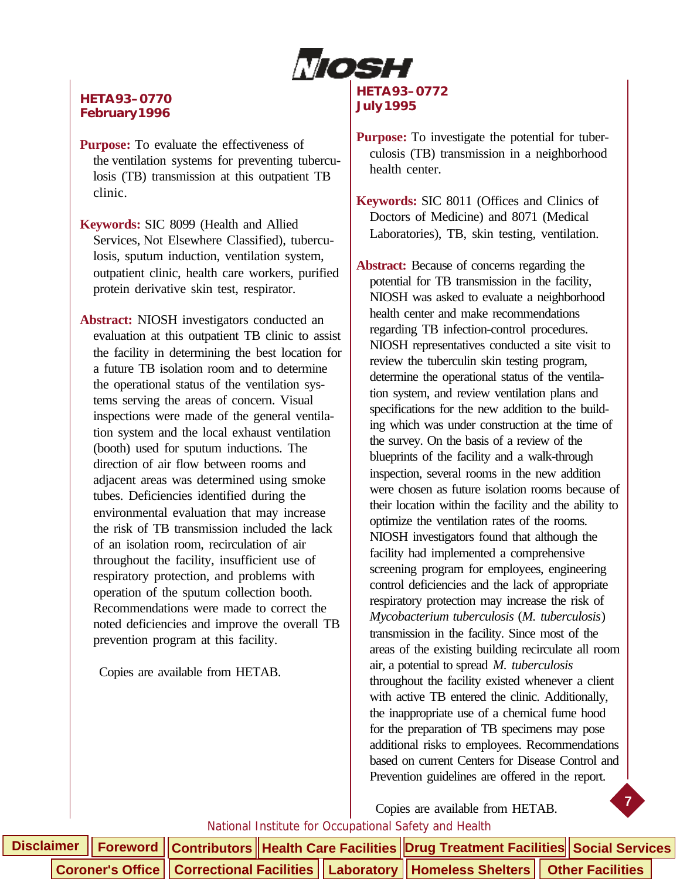## HETA 93–0770
## February 1996

**Purpose:** To evaluate the effectiveness of the ventilation systems for preventing tuberculosis (TB) transmission at this outpatient TB clinic.

**Keywords:** SIC 8099 (Health and Allied Services, Not Elsewhere Classified), tuberculosis, sputum induction, ventilation system, outpatient clinic, health care workers, purified protein derivative skin test, respirator.

**Abstract:** NIOSH investigators conducted an evaluation at this outpatient TB clinic to assist the facility in determining the best location for a future TB isolation room and to determine the operational status of the ventilation systems serving the areas of concern. Visual inspections were made of the general ventilation system and the local exhaust ventilation (booth) used for sputum inductions. The direction of air flow between rooms and adjacent areas was determined using smoke tubes. Deficiencies identified during the environmental evaluation that may increase the risk of TB transmission included the lack of an isolation room, recirculation of air throughout the facility, insufficient use of respiratory protection, and problems with operation of the sputum collection booth. Recommendations were made to correct the noted deficiencies and improve the overall TB prevention program at this facility.

Copies are available from HETAB.

## HETA 93–0772
## July 1995

**Purpose:** To investigate the potential for tuberculosis (TB) transmission in a neighborhood health center.

**Keywords:** SIC 8011 (Offices and Clinics of Doctors of Medicine) and 8071 (Medical Laboratories), TB, skin testing, ventilation.

**Abstract:** Because of concerns regarding the potential for TB transmission in the facility, NIOSH was asked to evaluate a neighborhood health center and make recommendations regarding TB infection-control procedures. NIOSH representatives conducted a site visit to review the tuberculin skin testing program, determine the operational status of the ventilation system, and review ventilation plans and specifications for the new addition to the building which was under construction at the time of the survey. On the basis of a review of the blueprints of the facility and a walk-through inspection, several rooms in the new addition were chosen as future isolation rooms because of their location within the facility and the ability to optimize the ventilation rates of the rooms. NIOSH investigators found that although the facility had implemented a comprehensive screening program for employees, engineering control deficiencies and the lack of appropriate respiratory protection may increase the risk of *Mycobacterium tuberculosis* (*M. tuberculosis*) transmission in the facility. Since most of the areas of the existing building recirculate all room air, a potential to spread *M. tuberculosis* throughout the facility existed whenever a client with active TB entered the clinic. Additionally, the inappropriate use of a chemical fume hood for the preparation of TB specimens may pose additional risks to employees. Recommendations based on current Centers for Disease Control and Prevention guidelines are offered in the report.

Copies are available from HETAB.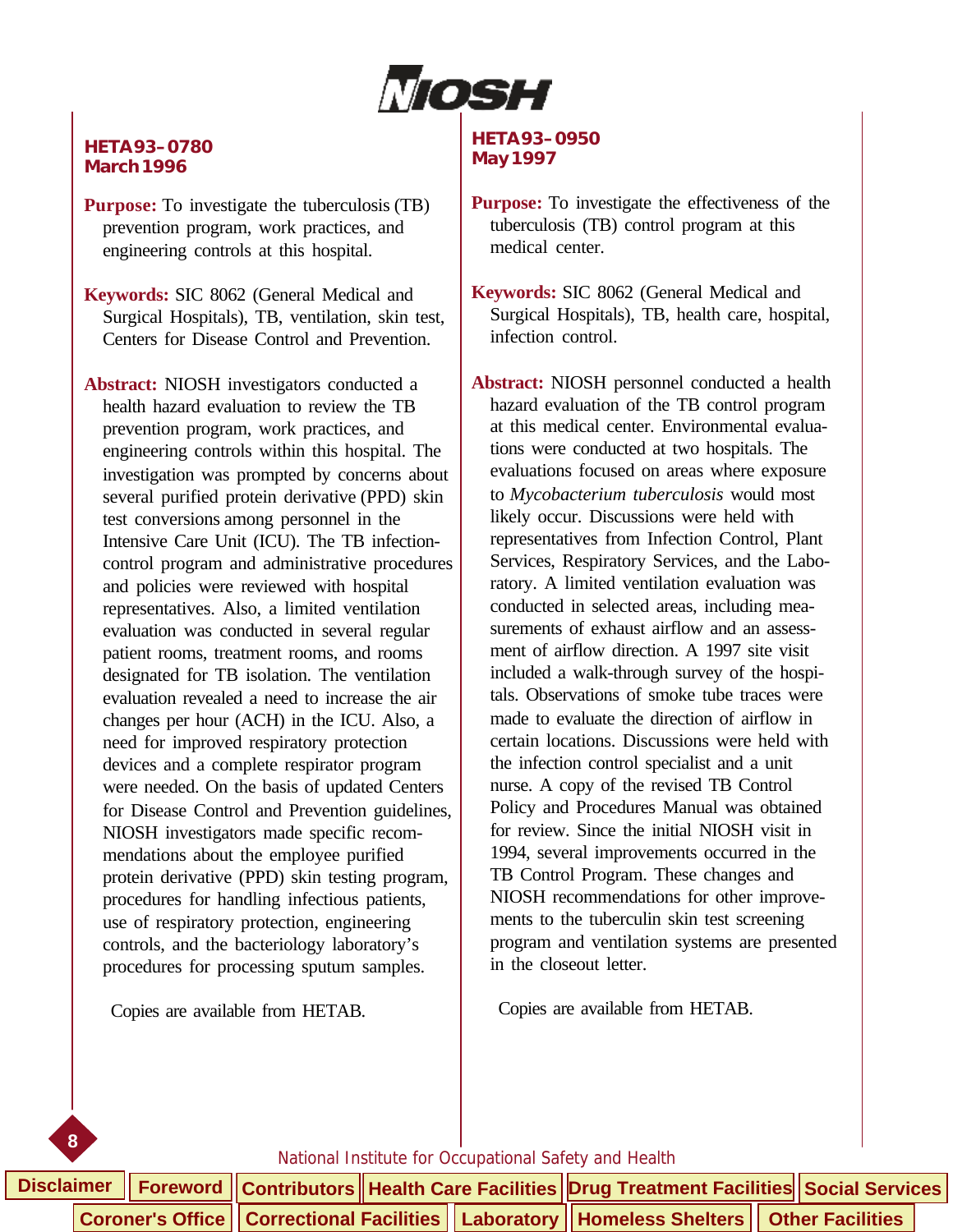## HETA 93–0780
**March 1996**

**Purpose:** To investigate the tuberculosis (TB) prevention program, work practices, and engineering controls at this hospital.

**Keywords:** SIC 8062 (General Medical and Surgical Hospitals), TB, ventilation, skin test, Centers for Disease Control and Prevention.

**Abstract:** NIOSH investigators conducted a health hazard evaluation to review the TB prevention program, work practices, and engineering controls within this hospital. The investigation was prompted by concerns about several purified protein derivative (PPD) skin test conversions among personnel in the Intensive Care Unit (ICU). The TB infection-control program and administrative procedures and policies were reviewed with hospital representatives. Also, a limited ventilation evaluation was conducted in several regular patient rooms, treatment rooms, and rooms designated for TB isolation. The ventilation evaluation revealed a need to increase the air changes per hour (ACH) in the ICU. Also, a need for improved respiratory protection devices and a complete respirator program were needed. On the basis of updated Centers for Disease Control and Prevention guidelines, NIOSH investigators made specific recommendations about the employee purified protein derivative (PPD) skin testing program, procedures for handling infectious patients, use of respiratory protection, engineering controls, and the bacteriology laboratory's procedures for processing sputum samples.

Copies are available from HETAB.

## HETA 93–0950
**May 1997**

**Purpose:** To investigate the effectiveness of the tuberculosis (TB) control program at this medical center.

**Keywords:** SIC 8062 (General Medical and Surgical Hospitals), TB, health care, hospital, infection control.

**Abstract:** NIOSH personnel conducted a health hazard evaluation of the TB control program at this medical center. Environmental evaluations were conducted at two hospitals. The evaluations focused on areas where exposure to *Mycobacterium tuberculosis* would most likely occur. Discussions were held with representatives from Infection Control, Plant Services, Respiratory Services, and the Laboratory. A limited ventilation evaluation was conducted in selected areas, including measurements of exhaust airflow and an assessment of airflow direction. A 1997 site visit included a walk-through survey of the hospitals. Observations of smoke tube traces were made to evaluate the direction of airflow in certain locations. Discussions were held with the infection control specialist and a unit nurse. A copy of the revised TB Control Policy and Procedures Manual was obtained for review. Since the initial NIOSH visit in 1994, several improvements occurred in the TB Control Program. These changes and NIOSH recommendations for other improvements to the tuberculin skin test screening program and ventilation systems are presented in the closeout letter.

Copies are available from HETAB.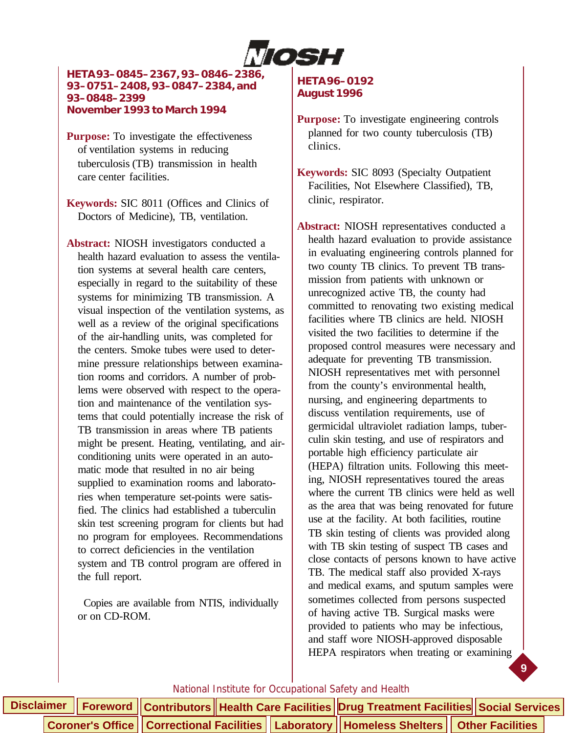**HETA 93–0845–2367, 93–0846–2386, 93–0751–2408, 93–0847–2384, and 93–0848–2399**
**November 1993 to March 1994**

**Purpose:** To investigate the effectiveness of ventilation systems in reducing tuberculosis (TB) transmission in health care center facilities.

**Keywords:** SIC 8011 (Offices and Clinics of Doctors of Medicine), TB, ventilation.

**Abstract:** NIOSH investigators conducted a health hazard evaluation to assess the ventilation systems at several health care centers, especially in regard to the suitability of these systems for minimizing TB transmission. A visual inspection of the ventilation systems, as well as a review of the original specifications of the air-handling units, was completed for the centers. Smoke tubes were used to determine pressure relationships between examination rooms and corridors. A number of problems were observed with respect to the operation and maintenance of the ventilation systems that could potentially increase the risk of TB transmission in areas where TB patients might be present. Heating, ventilating, and air-conditioning units were operated in an automatic mode that resulted in no air being supplied to examination rooms and laboratories when temperature set-points were satisfied. The clinics had established a tuberculin skin test screening program for clients but had no program for employees. Recommendations to correct deficiencies in the ventilation system and TB control program are offered in the full report.

Copies are available from NTIS, individually or on CD-ROM.

**HETA 96–0192**
**August 1996**

**Purpose:** To investigate engineering controls planned for two county tuberculosis (TB) clinics.

**Keywords:** SIC 8093 (Specialty Outpatient Facilities, Not Elsewhere Classified), TB, clinic, respirator.

**Abstract:** NIOSH representatives conducted a health hazard evaluation to provide assistance in evaluating engineering controls planned for two county TB clinics. To prevent TB transmission from patients with unknown or unrecognized active TB, the county had committed to renovating two existing medical facilities where TB clinics are held. NIOSH visited the two facilities to determine if the proposed control measures were necessary and adequate for preventing TB transmission. NIOSH representatives met with personnel from the county's environmental health, nursing, and engineering departments to discuss ventilation requirements, use of germicidal ultraviolet radiation lamps, tuberculin skin testing, and use of respirators and portable high efficiency particulate air (HEPA) filtration units. Following this meeting, NIOSH representatives toured the areas where the current TB clinics were held as well as the area that was being renovated for future use at the facility. At both facilities, routine TB skin testing of clients was provided along with TB skin testing of suspect TB cases and close contacts of persons known to have active TB. The medical staff also provided X-rays and medical exams, and sputum samples were sometimes collected from persons suspected of having active TB. Surgical masks were provided to patients who may be infectious, and staff wore NIOSH-approved disposable HEPA respirators when treating or examining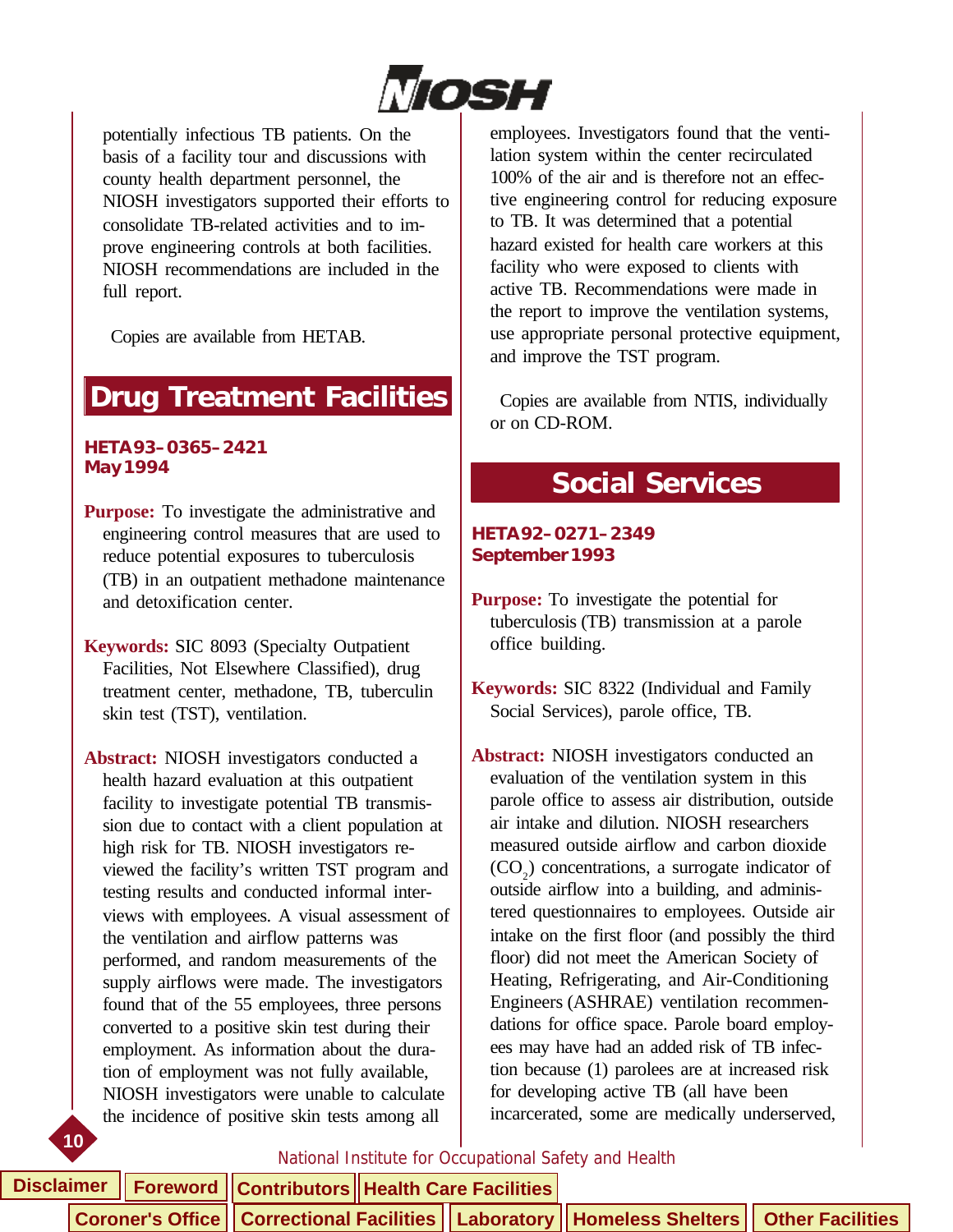potentially infectious TB patients. On the basis of a facility tour and discussions with county health department personnel, the NIOSH investigators supported their efforts to consolidate TB-related activities and to improve engineering controls at both facilities. NIOSH recommendations are included in the full report.

Copies are available from HETAB.

## Drug Treatment Facilities

**HETA 93–0365–2421**
**May 1994**

**Purpose:** To investigate the administrative and engineering control measures that are used to reduce potential exposures to tuberculosis (TB) in an outpatient methadone maintenance and detoxification center.

**Keywords:** SIC 8093 (Specialty Outpatient Facilities, Not Elsewhere Classified), drug treatment center, methadone, TB, tuberculin skin test (TST), ventilation.

**Abstract:** NIOSH investigators conducted a health hazard evaluation at this outpatient facility to investigate potential TB transmission due to contact with a client population at high risk for TB. NIOSH investigators reviewed the facility's written TST program and testing results and conducted informal interviews with employees. A visual assessment of the ventilation and airflow patterns was performed, and random measurements of the supply airflows were made. The investigators found that of the 55 employees, three persons converted to a positive skin test during their employment. As information about the duration of employment was not fully available, NIOSH investigators were unable to calculate the incidence of positive skin tests among all employees. Investigators found that the ventilation system within the center recirculated 100% of the air and is therefore not an effective engineering control for reducing exposure to TB. It was determined that a potential hazard existed for health care workers at this facility who were exposed to clients with active TB. Recommendations were made in the report to improve the ventilation systems, use appropriate personal protective equipment, and improve the TST program.

Copies are available from NTIS, individually or on CD-ROM.

## Social Services

**HETA 92–0271–2349**
**September 1993**

**Purpose:** To investigate the potential for tuberculosis (TB) transmission at a parole office building.

**Keywords:** SIC 8322 (Individual and Family Social Services), parole office, TB.

**Abstract:** NIOSH investigators conducted an evaluation of the ventilation system in this parole office to assess air distribution, outside air intake and dilution. NIOSH researchers measured outside airflow and carbon dioxide ($CO_2$) concentrations, a surrogate indicator of outside airflow into a building, and administered questionnaires to employees. Outside air intake on the first floor (and possibly the third floor) did not meet the American Society of Heating, Refrigerating, and Air-Conditioning Engineers (ASHRAE) ventilation recommendations for office space. Parole board employees may have had an added risk of TB infection because (1) parolees are at increased risk for developing active TB (all have been incarcerated, some are medically underserved,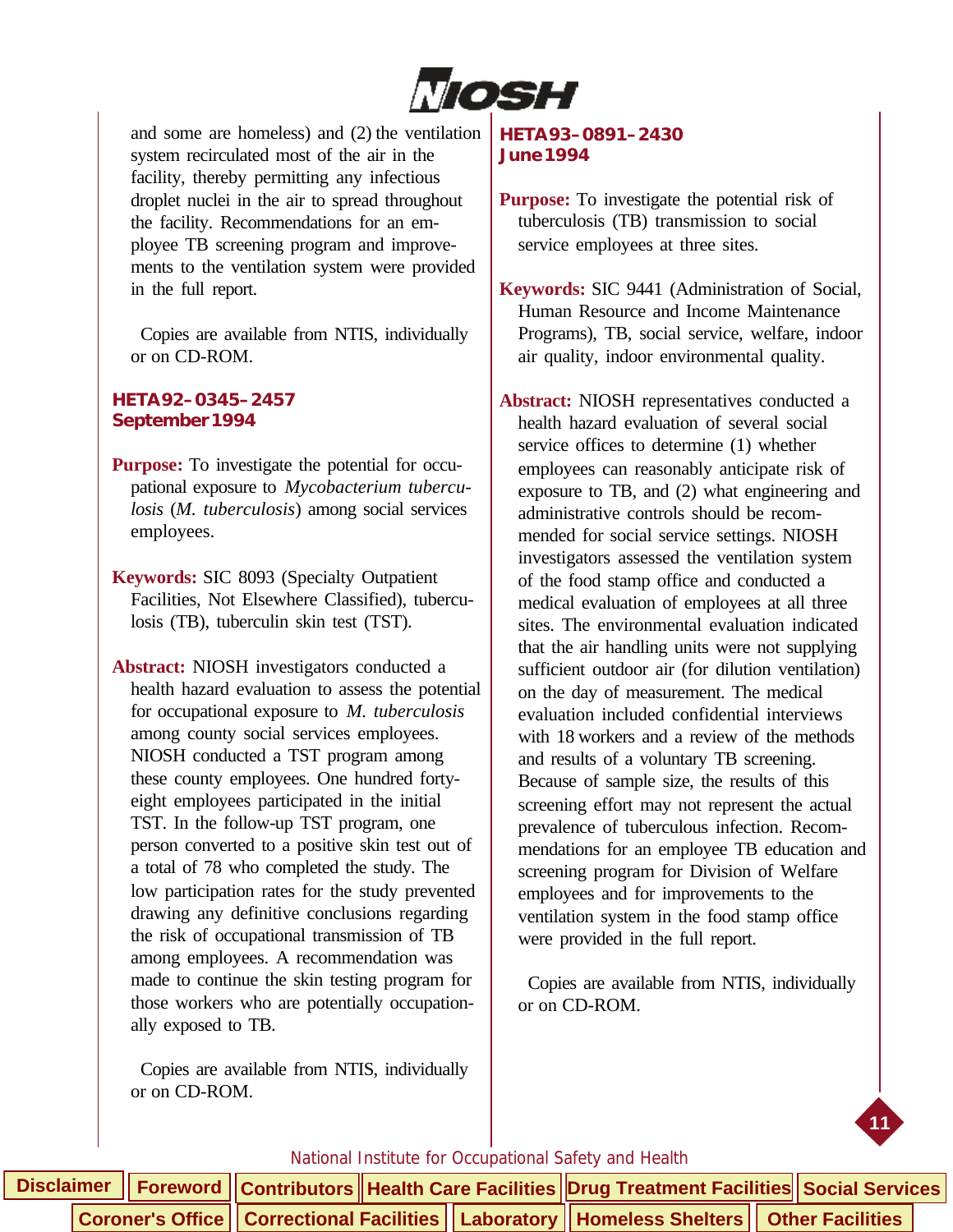and some are homeless) and (2) the ventilation system recirculated most of the air in the facility, thereby permitting any infectious droplet nuclei in the air to spread throughout the facility. Recommendations for an employee TB screening program and improvements to the ventilation system were provided in the full report.

Copies are available from NTIS, individually or on CD-ROM.

**HETA 92–0345–2457**
**September 1994**

**Purpose:** To investigate the potential for occupational exposure to *Mycobacterium tuberculosis* (*M. tuberculosis*) among social services employees.

**Keywords:** SIC 8093 (Specialty Outpatient Facilities, Not Elsewhere Classified), tuberculosis (TB), tuberculin skin test (TST).

**Abstract:** NIOSH investigators conducted a health hazard evaluation to assess the potential for occupational exposure to *M. tuberculosis* among county social services employees. NIOSH conducted a TST program among these county employees. One hundred forty-eight employees participated in the initial TST. In the follow-up TST program, one person converted to a positive skin test out of a total of 78 who completed the study. The low participation rates for the study prevented drawing any definitive conclusions regarding the risk of occupational transmission of TB among employees. A recommendation was made to continue the skin testing program for those workers who are potentially occupationally exposed to TB.

Copies are available from NTIS, individually or on CD-ROM.

**HETA 93–0891–2430**
**June 1994**

**Purpose:** To investigate the potential risk of tuberculosis (TB) transmission to social service employees at three sites.

**Keywords:** SIC 9441 (Administration of Social, Human Resource and Income Maintenance Programs), TB, social service, welfare, indoor air quality, indoor environmental quality.

**Abstract:** NIOSH representatives conducted a health hazard evaluation of several social service offices to determine (1) whether employees can reasonably anticipate risk of exposure to TB, and (2) what engineering and administrative controls should be recommended for social service settings. NIOSH investigators assessed the ventilation system of the food stamp office and conducted a medical evaluation of employees at all three sites. The environmental evaluation indicated that the air handling units were not supplying sufficient outdoor air (for dilution ventilation) on the day of measurement. The medical evaluation included confidential interviews with 18 workers and a review of the methods and results of a voluntary TB screening. Because of sample size, the results of this screening effort may not represent the actual prevalence of tuberculous infection. Recommendations for an employee TB education and screening program for Division of Welfare employees and for improvements to the ventilation system in the food stamp office were provided in the full report.

Copies are available from NTIS, individually or on CD-ROM.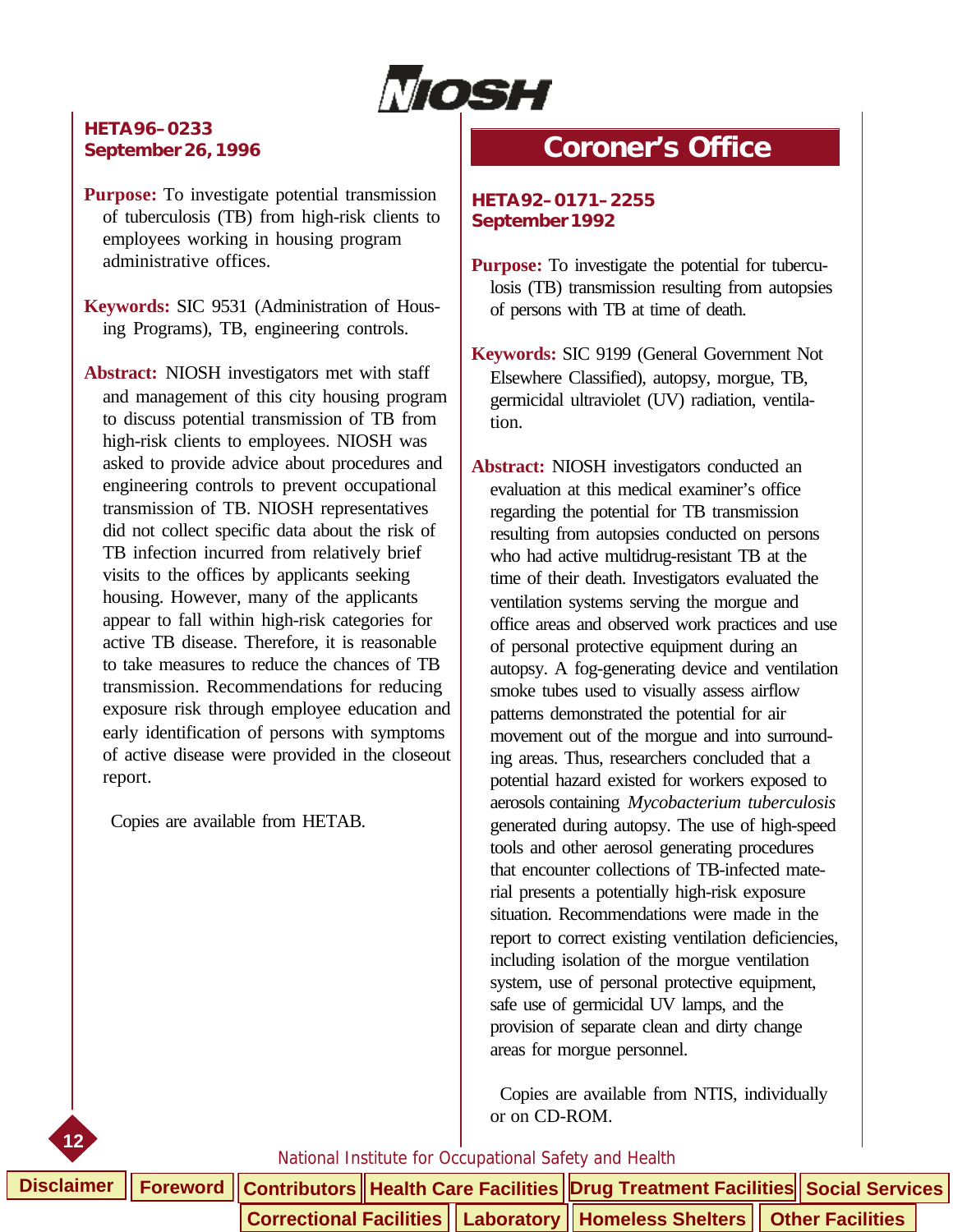**HETA 96–0233**
**September 26, 1996**

**Purpose:** To investigate potential transmission of tuberculosis (TB) from high-risk clients to employees working in housing program administrative offices.

**Keywords:** SIC 9531 (Administration of Housing Programs), TB, engineering controls.

**Abstract:** NIOSH investigators met with staff and management of this city housing program to discuss potential transmission of TB from high-risk clients to employees. NIOSH was asked to provide advice about procedures and engineering controls to prevent occupational transmission of TB. NIOSH representatives did not collect specific data about the risk of TB infection incurred from relatively brief visits to the offices by applicants seeking housing. However, many of the applicants appear to fall within high-risk categories for active TB disease. Therefore, it is reasonable to take measures to reduce the chances of TB transmission. Recommendations for reducing exposure risk through employee education and early identification of persons with symptoms of active disease were provided in the closeout report.

Copies are available from HETAB.

## Coroner's Office

**HETA 92–0171–2255**
**September 1992**

**Purpose:** To investigate the potential for tuberculosis (TB) transmission resulting from autopsies of persons with TB at time of death.

**Keywords:** SIC 9199 (General Government Not Elsewhere Classified), autopsy, morgue, TB, germicidal ultraviolet (UV) radiation, ventilation.

**Abstract:** NIOSH investigators conducted an evaluation at this medical examiner's office regarding the potential for TB transmission resulting from autopsies conducted on persons who had active multidrug-resistant TB at the time of their death. Investigators evaluated the ventilation systems serving the morgue and office areas and observed work practices and use of personal protective equipment during an autopsy. A fog-generating device and ventilation smoke tubes used to visually assess airflow patterns demonstrated the potential for air movement out of the morgue and into surrounding areas. Thus, researchers concluded that a potential hazard existed for workers exposed to aerosols containing *Mycobacterium tuberculosis* generated during autopsy. The use of high-speed tools and other aerosol generating procedures that encounter collections of TB-infected material presents a potentially high-risk exposure situation. Recommendations were made in the report to correct existing ventilation deficiencies, including isolation of the morgue ventilation system, use of personal protective equipment, safe use of germicidal UV lamps, and the provision of separate clean and dirty change areas for morgue personnel.

Copies are available from NTIS, individually or on CD-ROM.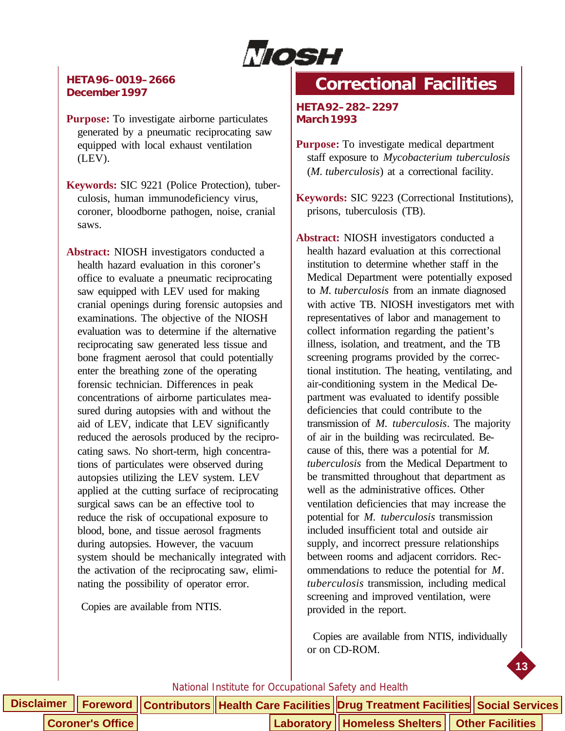**HETA 96–0019–2666**
**December 1997**

**Purpose:** To investigate airborne particulates generated by a pneumatic reciprocating saw equipped with local exhaust ventilation (LEV).

**Keywords:** SIC 9221 (Police Protection), tuberculosis, human immunodeficiency virus, coroner, bloodborne pathogen, noise, cranial saws.

**Abstract:** NIOSH investigators conducted a health hazard evaluation in this coroner's office to evaluate a pneumatic reciprocating saw equipped with LEV used for making cranial openings during forensic autopsies and examinations. The objective of the NIOSH evaluation was to determine if the alternative reciprocating saw generated less tissue and bone fragment aerosol that could potentially enter the breathing zone of the operating forensic technician. Differences in peak concentrations of airborne particulates measured during autopsies with and without the aid of LEV, indicate that LEV significantly reduced the aerosols produced by the reciprocating saws. No short-term, high concentrations of particulates were observed during autopsies utilizing the LEV system. LEV applied at the cutting surface of reciprocating surgical saws can be an effective tool to reduce the risk of occupational exposure to blood, bone, and tissue aerosol fragments during autopsies. However, the vacuum system should be mechanically integrated with the activation of the reciprocating saw, eliminating the possibility of operator error.

Copies are available from NTIS.

# Correctional Facilities

**HETA 92–282–2297**
**March 1993**

**Purpose:** To investigate medical department staff exposure to *Mycobacterium tuberculosis* (*M. tuberculosis*) at a correctional facility.

**Keywords:** SIC 9223 (Correctional Institutions), prisons, tuberculosis (TB).

**Abstract:** NIOSH investigators conducted a health hazard evaluation at this correctional institution to determine whether staff in the Medical Department were potentially exposed to *M. tuberculosis* from an inmate diagnosed with active TB. NIOSH investigators met with representatives of labor and management to collect information regarding the patient's illness, isolation, and treatment, and the TB screening programs provided by the correctional institution. The heating, ventilating, and air-conditioning system in the Medical Department was evaluated to identify possible deficiencies that could contribute to the transmission of *M. tuberculosis*. The majority of air in the building was recirculated. Because of this, there was a potential for *M. tuberculosis* from the Medical Department to be transmitted throughout that department as well as the administrative offices. Other ventilation deficiencies that may increase the potential for *M. tuberculosis* transmission included insufficient total and outside air supply, and incorrect pressure relationships between rooms and adjacent corridors. Recommendations to reduce the potential for *M. tuberculosis* transmission, including medical screening and improved ventilation, were provided in the report.

Copies are available from NTIS, individually or on CD-ROM.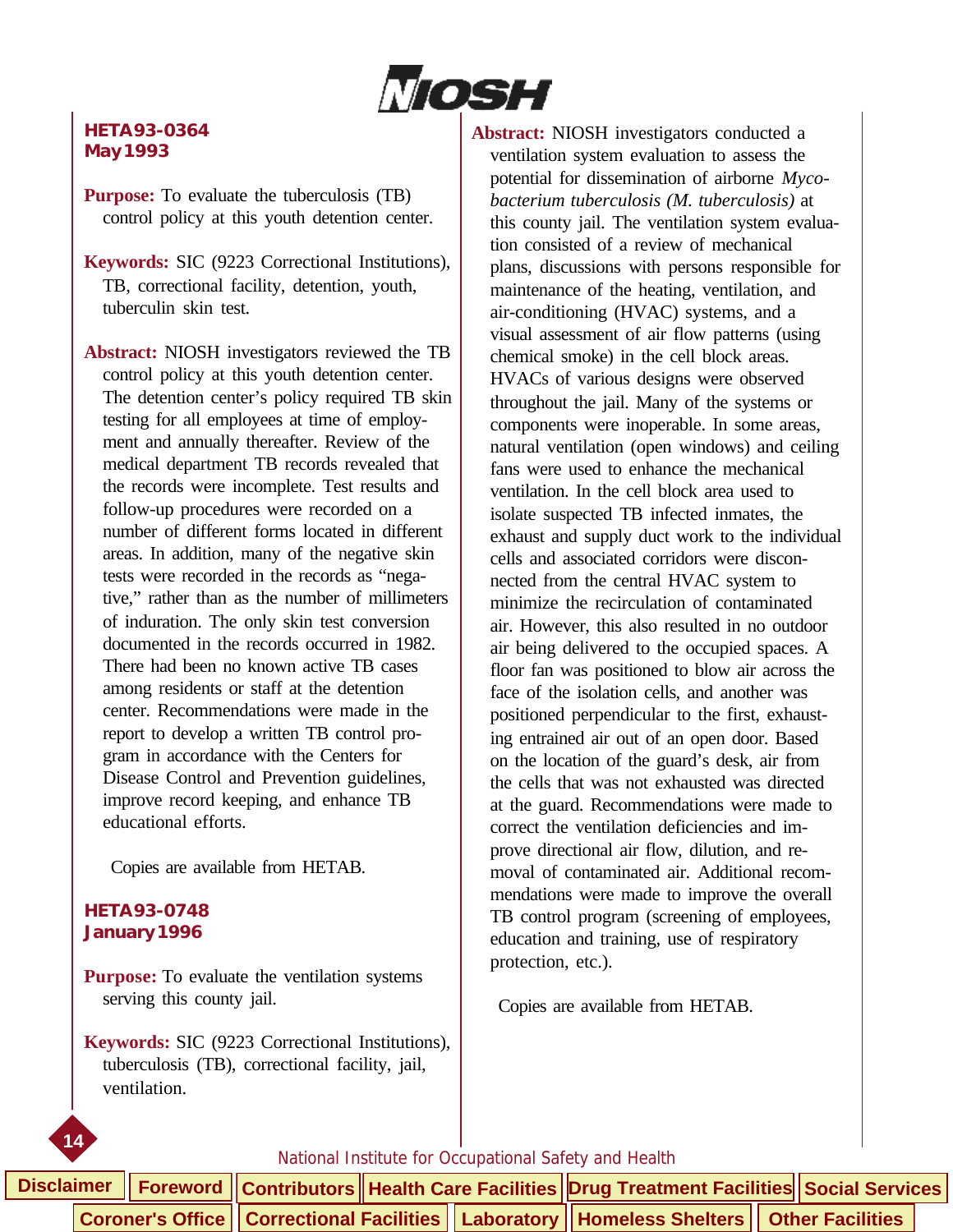**HETA 93-0364**
**May 1993**

**Purpose:** To evaluate the tuberculosis (TB) control policy at this youth detention center.

**Keywords:** SIC (9223 Correctional Institutions), TB, correctional facility, detention, youth, tuberculin skin test.

**Abstract:** NIOSH investigators reviewed the TB control policy at this youth detention center. The detention center's policy required TB skin testing for all employees at time of employment and annually thereafter. Review of the medical department TB records revealed that the records were incomplete. Test results and follow-up procedures were recorded on a number of different forms located in different areas. In addition, many of the negative skin tests were recorded in the records as "negative," rather than as the number of millimeters of induration. The only skin test conversion documented in the records occurred in 1982. There had been no known active TB cases among residents or staff at the detention center. Recommendations were made in the report to develop a written TB control program in accordance with the Centers for Disease Control and Prevention guidelines, improve record keeping, and enhance TB educational efforts.

Copies are available from HETAB.

**HETA 93-0748**
**January 1996**

**Purpose:** To evaluate the ventilation systems serving this county jail.

**Keywords:** SIC (9223 Correctional Institutions), tuberculosis (TB), correctional facility, jail, ventilation.

**Abstract:** NIOSH investigators conducted a ventilation system evaluation to assess the potential for dissemination of airborne *Mycobacterium tuberculosis (M. tuberculosis)* at this county jail. The ventilation system evaluation consisted of a review of mechanical plans, discussions with persons responsible for maintenance of the heating, ventilation, and air-conditioning (HVAC) systems, and a visual assessment of air flow patterns (using chemical smoke) in the cell block areas. HVACs of various designs were observed throughout the jail. Many of the systems or components were inoperable. In some areas, natural ventilation (open windows) and ceiling fans were used to enhance the mechanical ventilation. In the cell block area used to isolate suspected TB infected inmates, the exhaust and supply duct work to the individual cells and associated corridors were disconnected from the central HVAC system to minimize the recirculation of contaminated air. However, this also resulted in no outdoor air being delivered to the occupied spaces. A floor fan was positioned to blow air across the face of the isolation cells, and another was positioned perpendicular to the first, exhausting entrained air out of an open door. Based on the location of the guard's desk, air from the cells that was not exhausted was directed at the guard. Recommendations were made to correct the ventilation deficiencies and improve directional air flow, dilution, and removal of contaminated air. Additional recommendations were made to improve the overall TB control program (screening of employees, education and training, use of respiratory protection, etc.).

Copies are available from HETAB.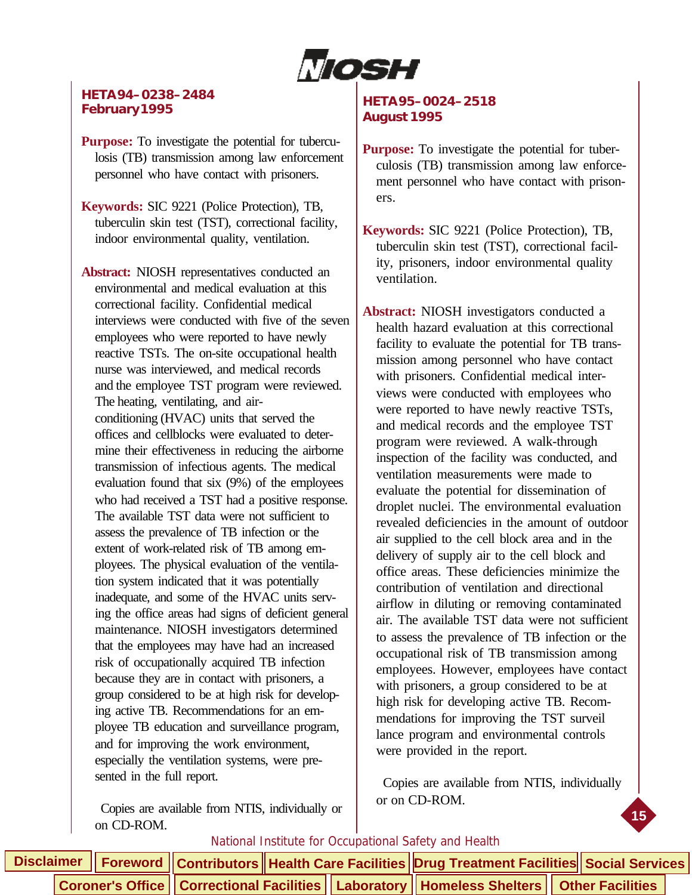## HETA 94–0238–2484
**February 1995**

**Purpose:** To investigate the potential for tuberculosis (TB) transmission among law enforcement personnel who have contact with prisoners.

**Keywords:** SIC 9221 (Police Protection), TB, tuberculin skin test (TST), correctional facility, indoor environmental quality, ventilation.

**Abstract:** NIOSH representatives conducted an environmental and medical evaluation at this correctional facility. Confidential medical interviews were conducted with five of the seven employees who were reported to have newly reactive TSTs. The on-site occupational health nurse was interviewed, and medical records and the employee TST program were reviewed. The heating, ventilating, and air-conditioning (HVAC) units that served the offices and cellblocks were evaluated to determine their effectiveness in reducing the airborne transmission of infectious agents. The medical evaluation found that six (9%) of the employees who had received a TST had a positive response. The available TST data were not sufficient to assess the prevalence of TB infection or the extent of work-related risk of TB among employees. The physical evaluation of the ventilation system indicated that it was potentially inadequate, and some of the HVAC units serving the office areas had signs of deficient general maintenance. NIOSH investigators determined that the employees may have had an increased risk of occupationally acquired TB infection because they are in contact with prisoners, a group considered to be at high risk for developing active TB. Recommendations for an employee TB education and surveillance program, and for improving the work environment, especially the ventilation systems, were presented in the full report.

Copies are available from NTIS, individually or on CD-ROM.

## HETA 95–0024–2518
**August 1995**

**Purpose:** To investigate the potential for tuberculosis (TB) transmission among law enforcement personnel who have contact with prisoners.

**Keywords:** SIC 9221 (Police Protection), TB, tuberculin skin test (TST), correctional facility, prisoners, indoor environmental quality ventilation.

**Abstract:** NIOSH investigators conducted a health hazard evaluation at this correctional facility to evaluate the potential for TB transmission among personnel who have contact with prisoners. Confidential medical interviews were conducted with employees who were reported to have newly reactive TSTs, and medical records and the employee TST program were reviewed. A walk-through inspection of the facility was conducted, and ventilation measurements were made to evaluate the potential for dissemination of droplet nuclei. The environmental evaluation revealed deficiencies in the amount of outdoor air supplied to the cell block area and in the delivery of supply air to the cell block and office areas. These deficiencies minimize the contribution of ventilation and directional airflow in diluting or removing contaminated air. The available TST data were not sufficient to assess the prevalence of TB infection or the occupational risk of TB transmission among employees. However, employees have contact with prisoners, a group considered to be at high risk for developing active TB. Recommendations for improving the TST surveillance program and environmental controls were provided in the report.

Copies are available from NTIS, individually or on CD-ROM.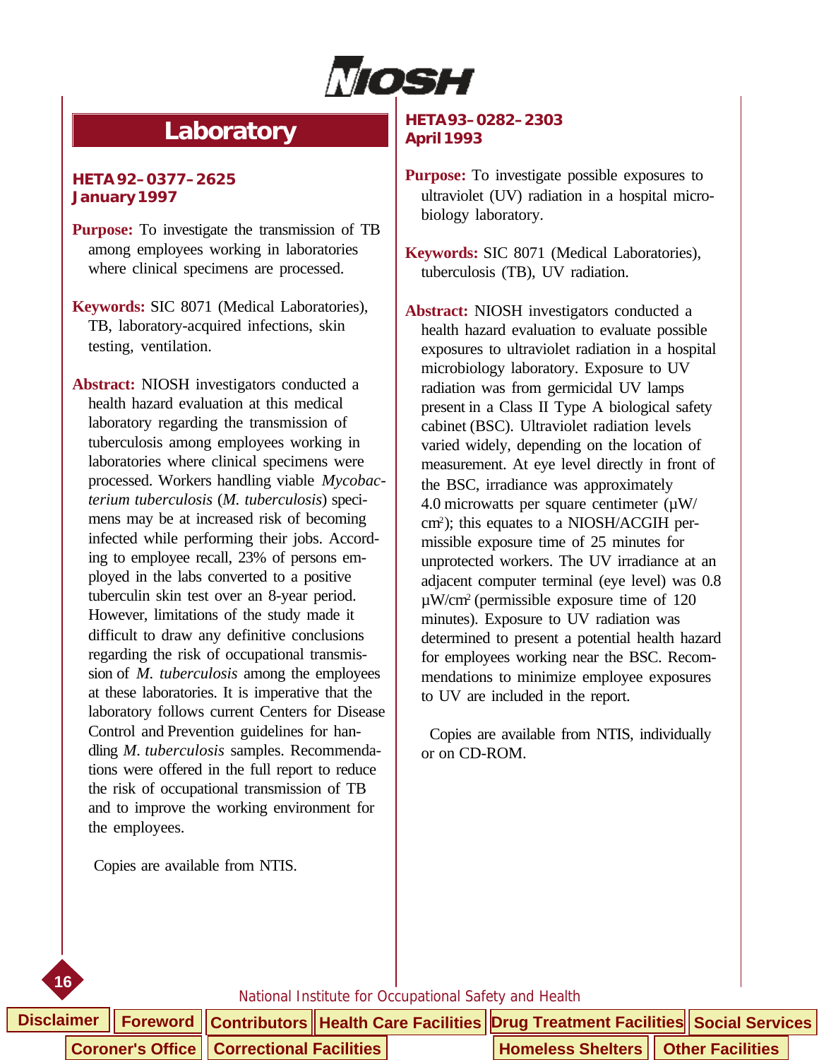# Laboratory

### HETA 92–0377–2625
### January 1997

**Purpose:** To investigate the transmission of TB among employees working in laboratories where clinical specimens are processed.

**Keywords:** SIC 8071 (Medical Laboratories), TB, laboratory-acquired infections, skin testing, ventilation.

**Abstract:** NIOSH investigators conducted a health hazard evaluation at this medical laboratory regarding the transmission of tuberculosis among employees working in laboratories where clinical specimens were processed. Workers handling viable *Mycobacterium tuberculosis* (*M. tuberculosis*) specimens may be at increased risk of becoming infected while performing their jobs. According to employee recall, 23% of persons employed in the labs converted to a positive tuberculin skin test over an 8-year period. However, limitations of the study made it difficult to draw any definitive conclusions regarding the risk of occupational transmission of *M. tuberculosis* among the employees at these laboratories. It is imperative that the laboratory follows current Centers for Disease Control and Prevention guidelines for handling *M. tuberculosis* samples. Recommendations were offered in the full report to reduce the risk of occupational transmission of TB and to improve the working environment for the employees.

Copies are available from NTIS.

### HETA 93–0282–2303
### April 1993

**Purpose:** To investigate possible exposures to ultraviolet (UV) radiation in a hospital microbiology laboratory.

**Keywords:** SIC 8071 (Medical Laboratories), tuberculosis (TB), UV radiation.

**Abstract:** NIOSH investigators conducted a health hazard evaluation to evaluate possible exposures to ultraviolet radiation in a hospital microbiology laboratory. Exposure to UV radiation was from germicidal UV lamps present in a Class II Type A biological safety cabinet (BSC). Ultraviolet radiation levels varied widely, depending on the location of measurement. At eye level directly in front of the BSC, irradiance was approximately 4.0 microwatts per square centimeter ($\mu W/cm^2$); this equates to a NIOSH/ACGIH permissible exposure time of 25 minutes for unprotected workers. The UV irradiance at an adjacent computer terminal (eye level) was 0.8 $\mu W/cm^2$ (permissible exposure time of 120 minutes). Exposure to UV radiation was determined to present a potential health hazard for employees working near the BSC. Recommendations to minimize employee exposures to UV are included in the report.

Copies are available from NTIS, individually or on CD-ROM.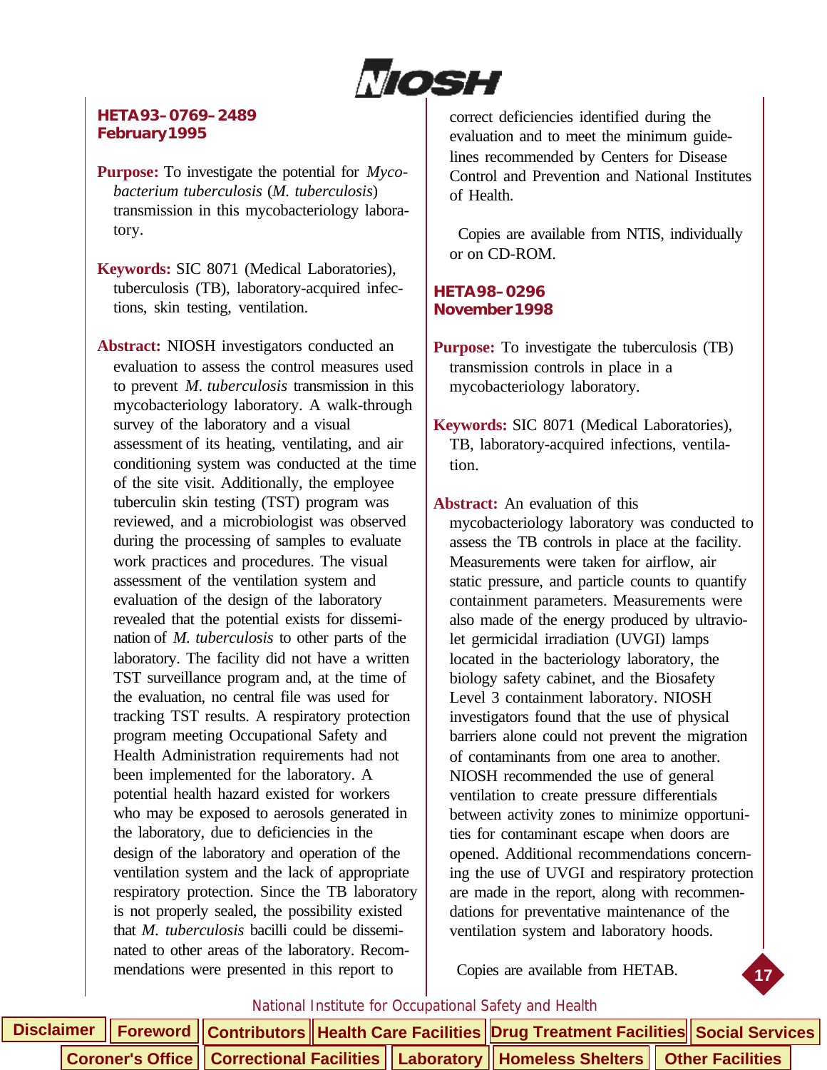## HETA 93–0769–2489
## February 1995

**Purpose:** To investigate the potential for *Mycobacterium tuberculosis* (*M. tuberculosis*) transmission in this mycobacteriology laboratory.

**Keywords:** SIC 8071 (Medical Laboratories), tuberculosis (TB), laboratory-acquired infections, skin testing, ventilation.

**Abstract:** NIOSH investigators conducted an evaluation to assess the control measures used to prevent *M. tuberculosis* transmission in this mycobacteriology laboratory. A walk-through survey of the laboratory and a visual assessment of its heating, ventilating, and air conditioning system was conducted at the time of the site visit. Additionally, the employee tuberculin skin testing (TST) program was reviewed, and a microbiologist was observed during the processing of samples to evaluate work practices and procedures. The visual assessment of the ventilation system and evaluation of the design of the laboratory revealed that the potential exists for dissemination of *M. tuberculosis* to other parts of the laboratory. The facility did not have a written TST surveillance program and, at the time of the evaluation, no central file was used for tracking TST results. A respiratory protection program meeting Occupational Safety and Health Administration requirements had not been implemented for the laboratory. A potential health hazard existed for workers who may be exposed to aerosols generated in the laboratory, due to deficiencies in the design of the laboratory and operation of the ventilation system and the lack of appropriate respiratory protection. Since the TB laboratory is not properly sealed, the possibility existed that *M. tuberculosis* bacilli could be disseminated to other areas of the laboratory. Recommendations were presented in this report to correct deficiencies identified during the evaluation and to meet the minimum guidelines recommended by Centers for Disease Control and Prevention and National Institutes of Health.

Copies are available from NTIS, individually or on CD-ROM.

## HETA 98–0296
## November 1998

**Purpose:** To investigate the tuberculosis (TB) transmission controls in place in a mycobacteriology laboratory.

**Keywords:** SIC 8071 (Medical Laboratories), TB, laboratory-acquired infections, ventilation.

**Abstract:** An evaluation of this mycobacteriology laboratory was conducted to assess the TB controls in place at the facility. Measurements were taken for airflow, air static pressure, and particle counts to quantify containment parameters. Measurements were also made of the energy produced by ultraviolet germicidal irradiation (UVGI) lamps located in the bacteriology laboratory, the biology safety cabinet, and the Biosafety Level 3 containment laboratory. NIOSH investigators found that the use of physical barriers alone could not prevent the migration of contaminants from one area to another. NIOSH recommended the use of general ventilation to create pressure differentials between activity zones to minimize opportunities for contaminant escape when doors are opened. Additional recommendations concerning the use of UVGI and respiratory protection are made in the report, along with recommendations for preventative maintenance of the ventilation system and laboratory hoods.

Copies are available from HETAB.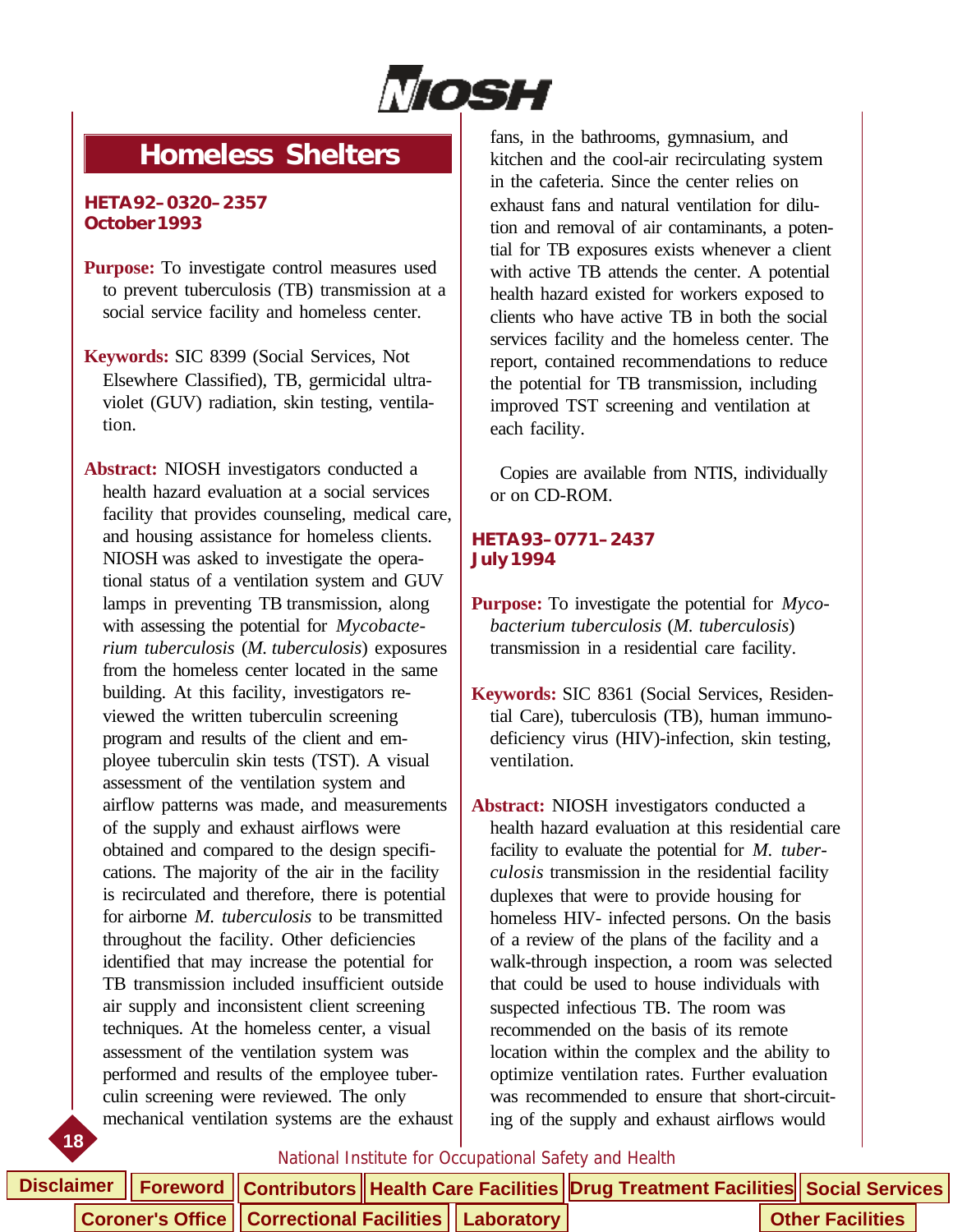# Homeless Shelters

**HETA 92–0320–2357**
**October 1993**

**Purpose:** To investigate control measures used to prevent tuberculosis (TB) transmission at a social service facility and homeless center.

**Keywords:** SIC 8399 (Social Services, Not Elsewhere Classified), TB, germicidal ultraviolet (GUV) radiation, skin testing, ventilation.

**Abstract:** NIOSH investigators conducted a health hazard evaluation at a social services facility that provides counseling, medical care, and housing assistance for homeless clients. NIOSH was asked to investigate the operational status of a ventilation system and GUV lamps in preventing TB transmission, along with assessing the potential for *Mycobacterium tuberculosis* (*M. tuberculosis*) exposures from the homeless center located in the same building. At this facility, investigators reviewed the written tuberculin screening program and results of the client and employee tuberculin skin tests (TST). A visual assessment of the ventilation system and airflow patterns was made, and measurements of the supply and exhaust airflows were obtained and compared to the design specifications. The majority of the air in the facility is recirculated and therefore, there is potential for airborne *M. tuberculosis* to be transmitted throughout the facility. Other deficiencies identified that may increase the potential for TB transmission included insufficient outside air supply and inconsistent client screening techniques. At the homeless center, a visual assessment of the ventilation system was performed and results of the employee tuberculin screening were reviewed. The only mechanical ventilation systems are the exhaust fans, in the bathrooms, gymnasium, and kitchen and the cool-air recirculating system in the cafeteria. Since the center relies on exhaust fans and natural ventilation for dilution and removal of air contaminants, a potential for TB exposures exists whenever a client with active TB attends the center. A potential health hazard existed for workers exposed to clients who have active TB in both the social services facility and the homeless center. The report, contained recommendations to reduce the potential for TB transmission, including improved TST screening and ventilation at each facility.

Copies are available from NTIS, individually or on CD-ROM.

**HETA 93–0771–2437**
**July 1994**

**Purpose:** To investigate the potential for *Mycobacterium tuberculosis* (*M. tuberculosis*) transmission in a residential care facility.

**Keywords:** SIC 8361 (Social Services, Residential Care), tuberculosis (TB), human immunodeficiency virus (HIV)-infection, skin testing, ventilation.

**Abstract:** NIOSH investigators conducted a health hazard evaluation at this residential care facility to evaluate the potential for *M. tuberculosis* transmission in the residential facility duplexes that were to provide housing for homeless HIV- infected persons. On the basis of a review of the plans of the facility and a walk-through inspection, a room was selected that could be used to house individuals with suspected infectious TB. The room was recommended on the basis of its remote location within the complex and the ability to optimize ventilation rates. Further evaluation was recommended to ensure that short-circuiting of the supply and exhaust airflows would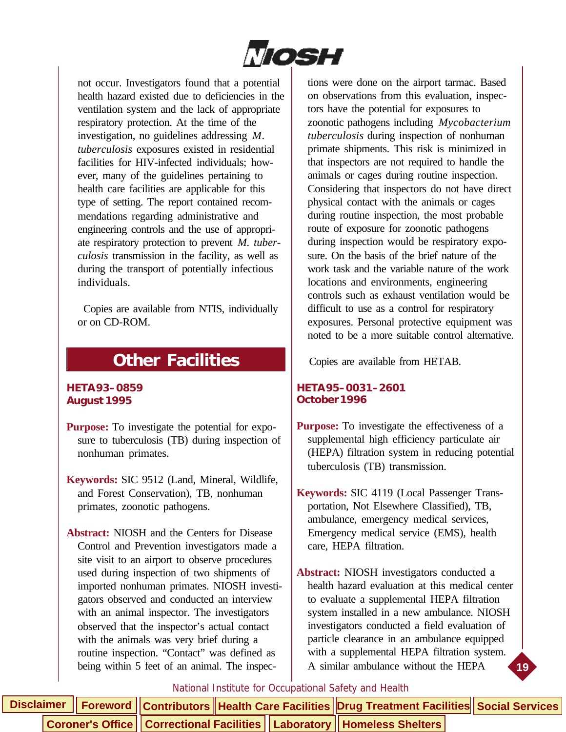not occur. Investigators found that a potential health hazard existed due to deficiencies in the ventilation system and the lack of appropriate respiratory protection. At the time of the investigation, no guidelines addressing *M. tuberculosis* exposures existed in residential facilities for HIV-infected individuals; however, many of the guidelines pertaining to health care facilities are applicable for this type of setting. The report contained recommendations regarding administrative and engineering controls and the use of appropriate respiratory protection to prevent *M. tuberculosis* transmission in the facility, as well as during the transport of potentially infectious individuals.

Copies are available from NTIS, individually or on CD-ROM.

## Other Facilities

### HETA 93–0859
### August 1995

**Purpose:** To investigate the potential for exposure to tuberculosis (TB) during inspection of nonhuman primates.

**Keywords:** SIC 9512 (Land, Mineral, Wildlife, and Forest Conservation), TB, nonhuman primates, zoonotic pathogens.

**Abstract:** NIOSH and the Centers for Disease Control and Prevention investigators made a site visit to an airport to observe procedures used during inspection of two shipments of imported nonhuman primates. NIOSH investigators observed and conducted an interview with an animal inspector. The investigators observed that the inspector's actual contact with the animals was very brief during a routine inspection. "Contact" was defined as being within 5 feet of an animal. The inspections were done on the airport tarmac. Based on observations from this evaluation, inspectors have the potential for exposures to zoonotic pathogens including *Mycobacterium tuberculosis* during inspection of nonhuman primate shipments. This risk is minimized in that inspectors are not required to handle the animals or cages during routine inspection. Considering that inspectors do not have direct physical contact with the animals or cages during routine inspection, the most probable route of exposure for zoonotic pathogens during inspection would be respiratory exposure. On the basis of the brief nature of the work task and the variable nature of the work locations and environments, engineering controls such as exhaust ventilation would be difficult to use as a control for respiratory exposures. Personal protective equipment was noted to be a more suitable control alternative.

Copies are available from HETAB.

### HETA 95–0031–2601
### October 1996

**Purpose:** To investigate the effectiveness of a supplemental high efficiency particulate air (HEPA) filtration system in reducing potential tuberculosis (TB) transmission.

**Keywords:** SIC 4119 (Local Passenger Transportation, Not Elsewhere Classified), TB, ambulance, emergency medical services, Emergency medical service (EMS), health care, HEPA filtration.

**Abstract:** NIOSH investigators conducted a health hazard evaluation at this medical center to evaluate a supplemental HEPA filtration system installed in a new ambulance. NIOSH investigators conducted a field evaluation of particle clearance in an ambulance equipped with a supplemental HEPA filtration system. A similar ambulance without the HEPA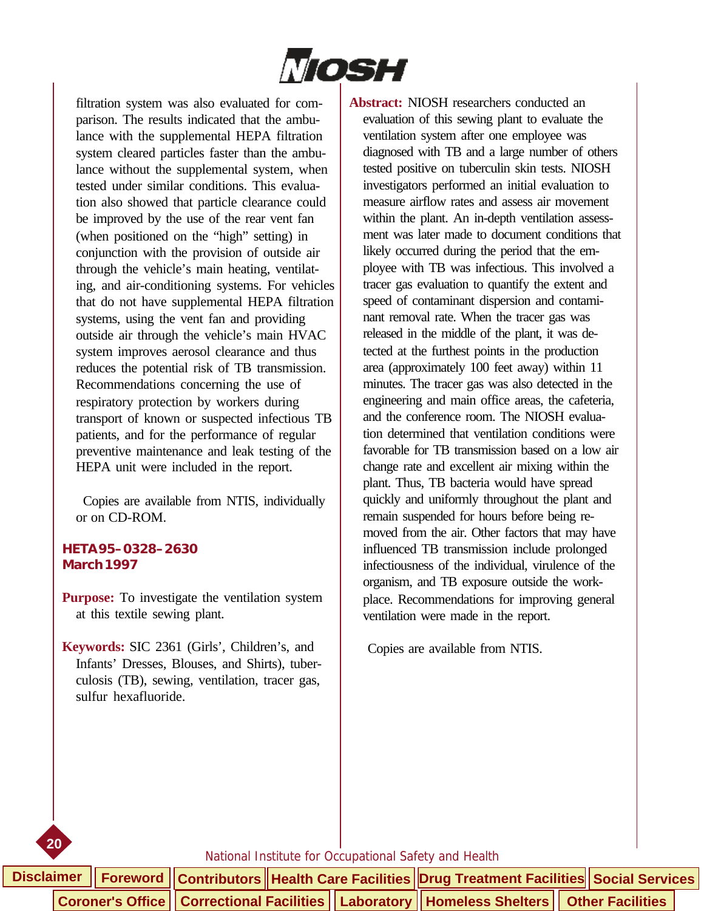filtration system was also evaluated for comparison. The results indicated that the ambulance with the supplemental HEPA filtration system cleared particles faster than the ambulance without the supplemental system, when tested under similar conditions. This evaluation also showed that particle clearance could be improved by the use of the rear vent fan (when positioned on the "high" setting) in conjunction with the provision of outside air through the vehicle's main heating, ventilating, and air-conditioning systems. For vehicles that do not have supplemental HEPA filtration systems, using the vent fan and providing outside air through the vehicle's main HVAC system improves aerosol clearance and thus reduces the potential risk of TB transmission. Recommendations concerning the use of respiratory protection by workers during transport of known or suspected infectious TB patients, and for the performance of regular preventive maintenance and leak testing of the HEPA unit were included in the report.

Copies are available from NTIS, individually or on CD-ROM.

**HETA 95–0328–2630**
**March 1997**

**Purpose:** To investigate the ventilation system at this textile sewing plant.

**Keywords:** SIC 2361 (Girls', Children's, and Infants' Dresses, Blouses, and Shirts), tuberculosis (TB), sewing, ventilation, tracer gas, sulfur hexafluoride.

**Abstract:** NIOSH researchers conducted an evaluation of this sewing plant to evaluate the ventilation system after one employee was diagnosed with TB and a large number of others tested positive on tuberculin skin tests. NIOSH investigators performed an initial evaluation to measure airflow rates and assess air movement within the plant. An in-depth ventilation assessment was later made to document conditions that likely occurred during the period that the employee with TB was infectious. This involved a tracer gas evaluation to quantify the extent and speed of contaminant dispersion and contaminant removal rate. When the tracer gas was released in the middle of the plant, it was detected at the furthest points in the production area (approximately 100 feet away) within 11 minutes. The tracer gas was also detected in the engineering and main office areas, the cafeteria, and the conference room. The NIOSH evaluation determined that ventilation conditions were favorable for TB transmission based on a low air change rate and excellent air mixing within the plant. Thus, TB bacteria would have spread quickly and uniformly throughout the plant and remain suspended for hours before being removed from the air. Other factors that may have influenced TB transmission include prolonged infectiousness of the individual, virulence of the organism, and TB exposure outside the workplace. Recommendations for improving general ventilation were made in the report.

Copies are available from NTIS.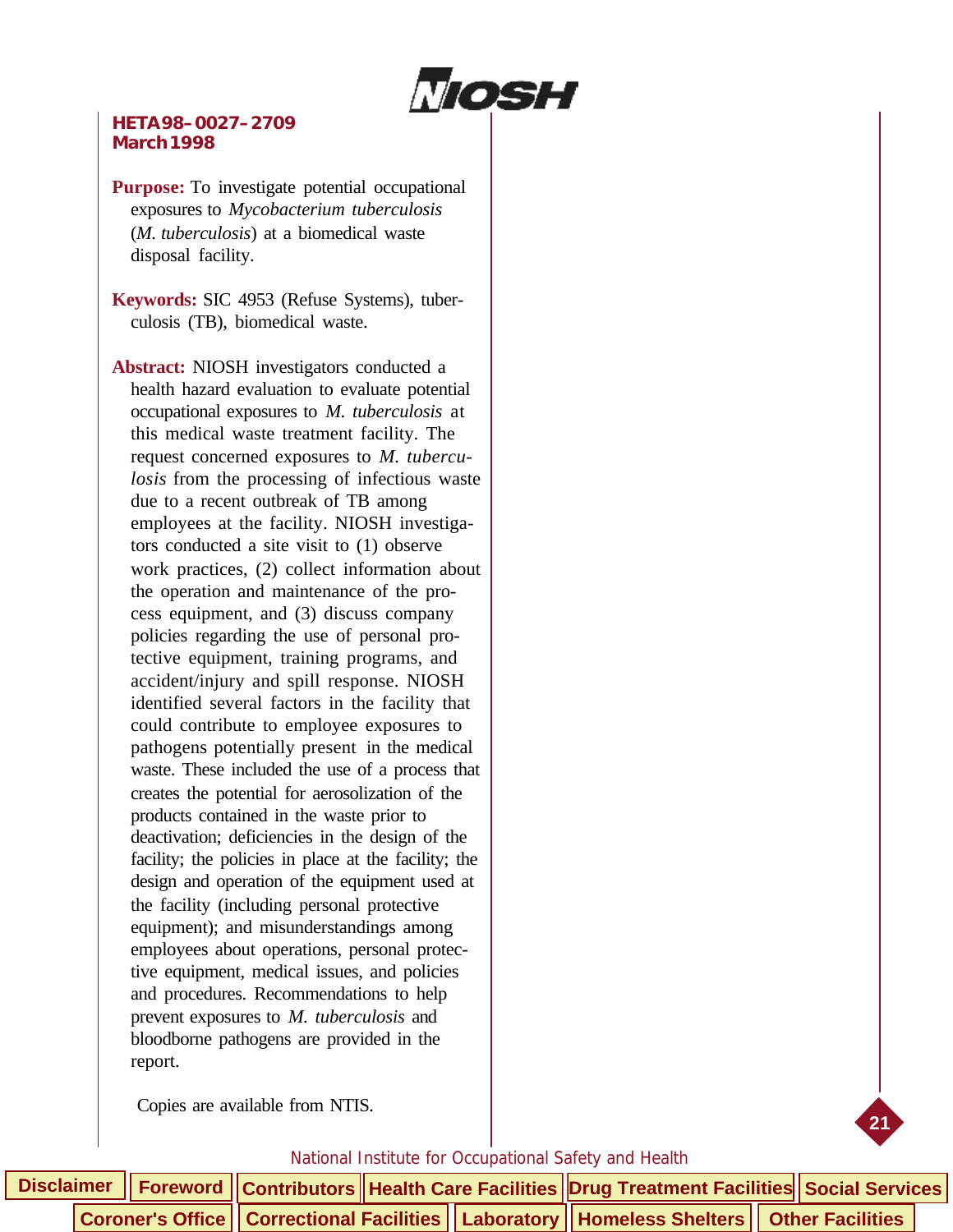**HETA 98–0027–2709**
**March 1998**

**Purpose:** To investigate potential occupational exposures to *Mycobacterium tuberculosis* (*M. tuberculosis*) at a biomedical waste disposal facility.

**Keywords:** SIC 4953 (Refuse Systems), tuberculosis (TB), biomedical waste.

**Abstract:** NIOSH investigators conducted a health hazard evaluation to evaluate potential occupational exposures to *M. tuberculosis* at this medical waste treatment facility. The request concerned exposures to *M. tuberculosis* from the processing of infectious waste due to a recent outbreak of TB among employees at the facility. NIOSH investigators conducted a site visit to (1) observe work practices, (2) collect information about the operation and maintenance of the process equipment, and (3) discuss company policies regarding the use of personal protective equipment, training programs, and accident/injury and spill response. NIOSH identified several factors in the facility that could contribute to employee exposures to pathogens potentially present in the medical waste. These included the use of a process that creates the potential for aerosolization of the products contained in the waste prior to deactivation; deficiencies in the design of the facility; the policies in place at the facility; the design and operation of the equipment used at the facility (including personal protective equipment); and misunderstandings among employees about operations, personal protective equipment, medical issues, and policies and procedures. Recommendations to help prevent exposures to *M. tuberculosis* and bloodborne pathogens are provided in the report.

Copies are available from NTIS.